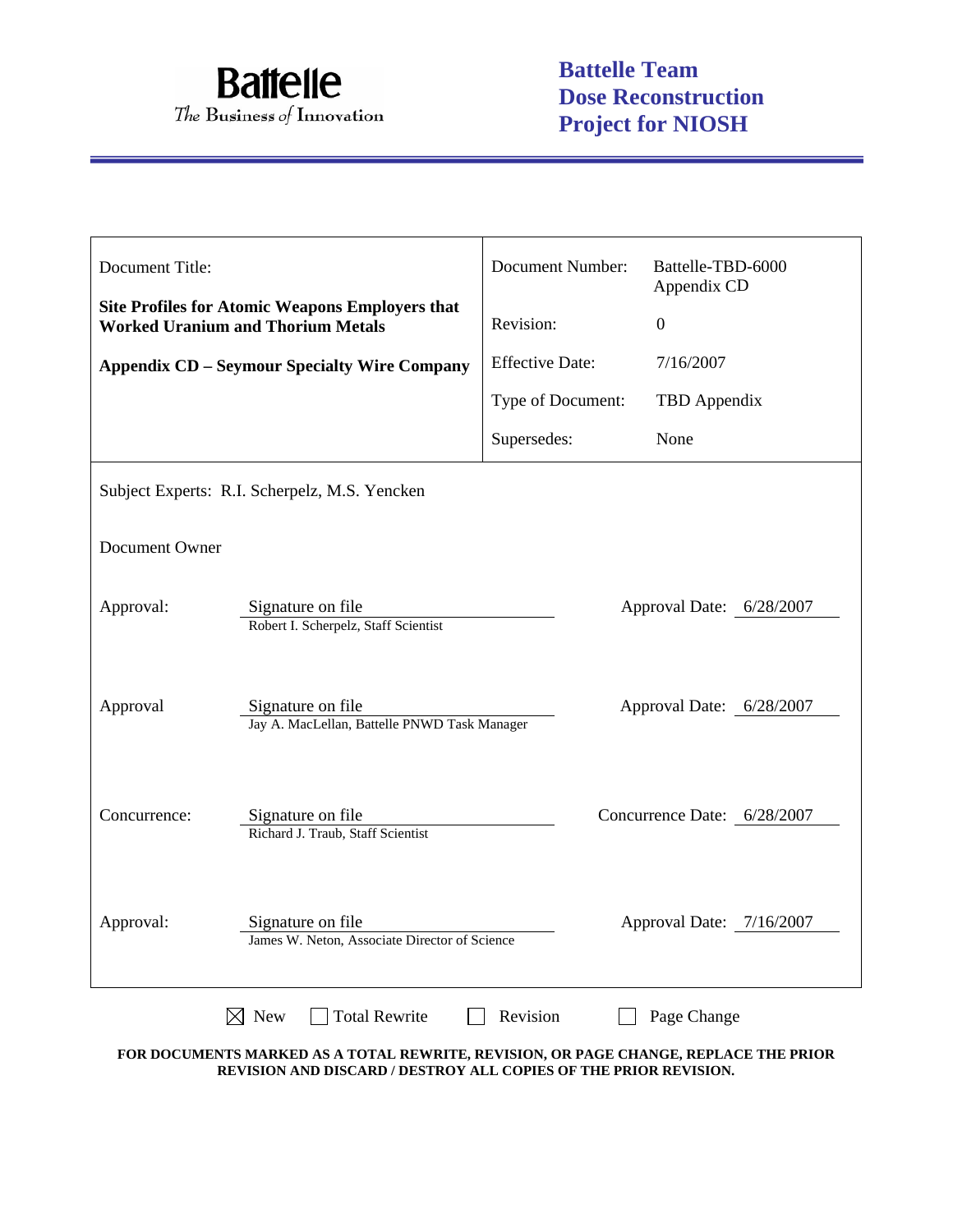**Battelle**
*The Business of Innovation*

**Battelle Team Dose Reconstruction Project for NIOSH**

| Document Title: | Document Number: | Battelle-TBD-6000 Appendix CD |
|---|---|---|
| **Site Profiles for Atomic Weapons Employers that Worked Uranium and Thorium Metals** | Revision: | 0 |
| **Appendix CD – Seymour Specialty Wire Company** | Effective Date: | 7/16/2007 |
| | Type of Document: | TBD Appendix |
| | Supersedes: | None |

Subject Experts: R.I. Scherpelz, M.S. Yencken

Document Owner

| | | | |
|---|---|---|---|
| Approval: | Signature on file<br>Robert I. Scherpelz, Staff Scientist | Approval Date: | 6/28/2007 |
| Approval | Signature on file<br>Jay A. MacLellan, Battelle PNWD Task Manager | Approval Date: | 6/28/2007 |
| Concurrence: | Signature on file<br>Richard J. Traub, Staff Scientist | Concurrence Date: | 6/28/2007 |
| Approval: | Signature on file<br>James W. Neton, Associate Director of Science | Approval Date: | 7/16/2007 |

☒ New ☐ Total Rewrite ☐ Revision ☐ Page Change

**FOR DOCUMENTS MARKED AS A TOTAL REWRITE, REVISION, OR PAGE CHANGE, REPLACE THE PRIOR REVISION AND DISCARD / DESTROY ALL COPIES OF THE PRIOR REVISION.**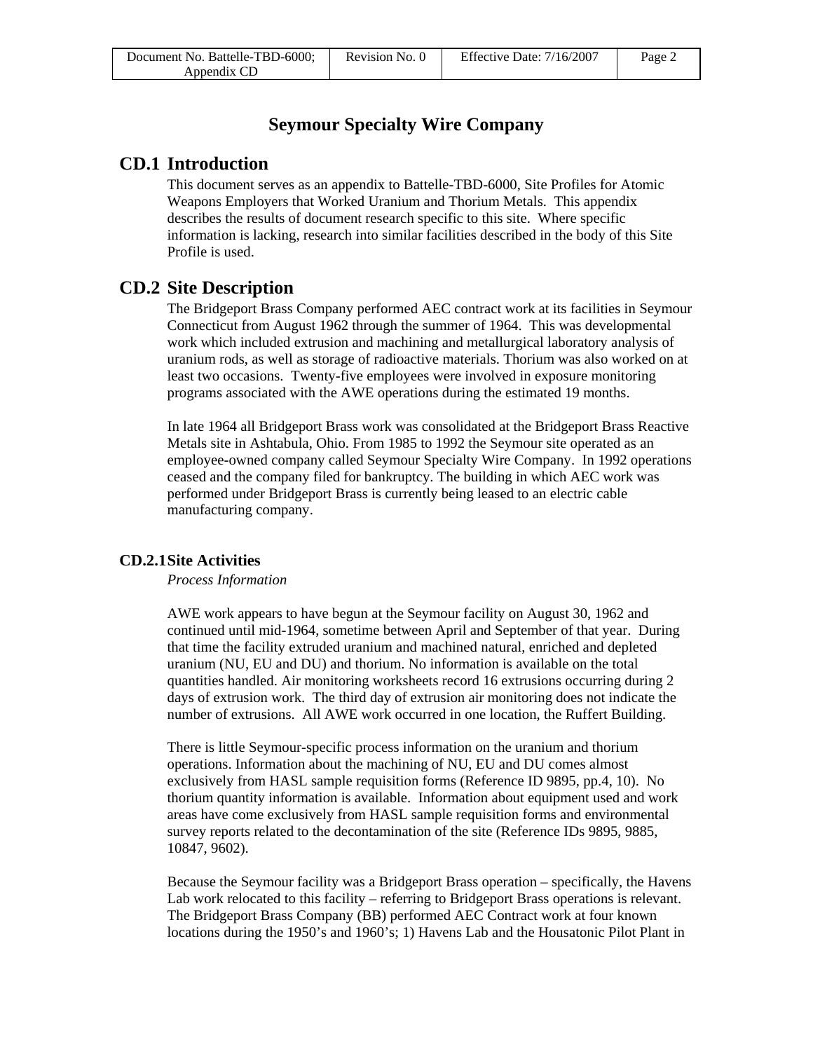# Seymour Specialty Wire Company

## CD.1 Introduction

This document serves as an appendix to Battelle-TBD-6000, Site Profiles for Atomic Weapons Employers that Worked Uranium and Thorium Metals. This appendix describes the results of document research specific to this site. Where specific information is lacking, research into similar facilities described in the body of this Site Profile is used.

## CD.2 Site Description

The Bridgeport Brass Company performed AEC contract work at its facilities in Seymour Connecticut from August 1962 through the summer of 1964. This was developmental work which included extrusion and machining and metallurgical laboratory analysis of uranium rods, as well as storage of radioactive materials. Thorium was also worked on at least two occasions. Twenty-five employees were involved in exposure monitoring programs associated with the AWE operations during the estimated 19 months.

In late 1964 all Bridgeport Brass work was consolidated at the Bridgeport Brass Reactive Metals site in Ashtabula, Ohio. From 1985 to 1992 the Seymour site operated as an employee-owned company called Seymour Specialty Wire Company. In 1992 operations ceased and the company filed for bankruptcy. The building in which AEC work was performed under Bridgeport Brass is currently being leased to an electric cable manufacturing company.

### CD.2.1 Site Activities

*Process Information*

AWE work appears to have begun at the Seymour facility on August 30, 1962 and continued until mid-1964, sometime between April and September of that year. During that time the facility extruded uranium and machined natural, enriched and depleted uranium (NU, EU and DU) and thorium. No information is available on the total quantities handled. Air monitoring worksheets record 16 extrusions occurring during 2 days of extrusion work. The third day of extrusion air monitoring does not indicate the number of extrusions. All AWE work occurred in one location, the Ruffert Building.

There is little Seymour-specific process information on the uranium and thorium operations. Information about the machining of NU, EU and DU comes almost exclusively from HASL sample requisition forms (Reference ID 9895, pp.4, 10). No thorium quantity information is available. Information about equipment used and work areas have come exclusively from HASL sample requisition forms and environmental survey reports related to the decontamination of the site (Reference IDs 9895, 9885, 10847, 9602).

Because the Seymour facility was a Bridgeport Brass operation – specifically, the Havens Lab work relocated to this facility – referring to Bridgeport Brass operations is relevant. The Bridgeport Brass Company (BB) performed AEC Contract work at four known locations during the 1950's and 1960's; 1) Havens Lab and the Housatonic Pilot Plant in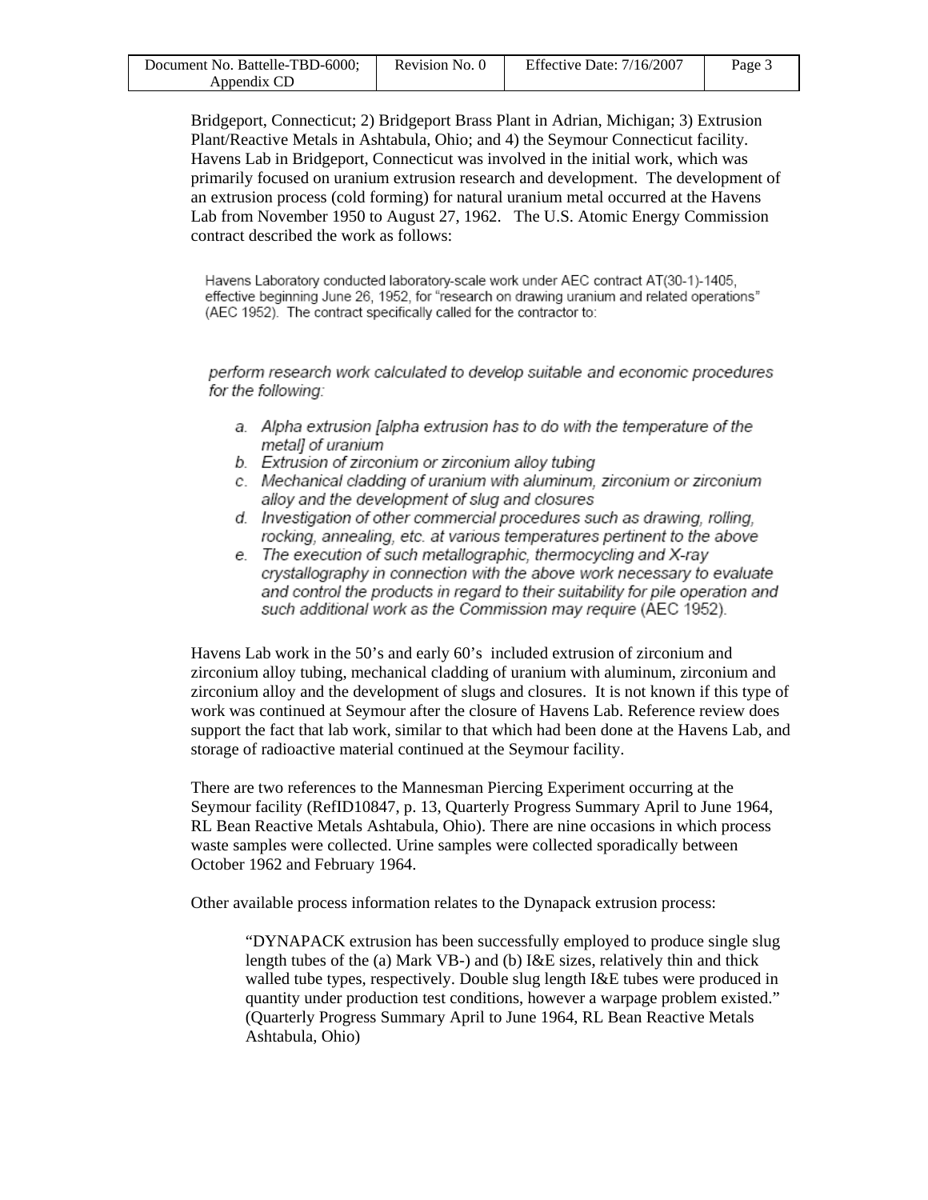Bridgeport, Connecticut; 2) Bridgeport Brass Plant in Adrian, Michigan; 3) Extrusion Plant/Reactive Metals in Ashtabula, Ohio; and 4) the Seymour Connecticut facility. Havens Lab in Bridgeport, Connecticut was involved in the initial work, which was primarily focused on uranium extrusion research and development. The development of an extrusion process (cold forming) for natural uranium metal occurred at the Havens Lab from November 1950 to August 27, 1962. The U.S. Atomic Energy Commission contract described the work as follows:

> Havens Laboratory conducted laboratory-scale work under AEC contract AT(30-1)-1405, effective beginning June 26, 1952, for "research on drawing uranium and related operations" (AEC 1952). The contract specifically called for the contractor to:
>
> *perform research work calculated to develop suitable and economic procedures for the following:*
>
> a. *Alpha extrusion [alpha extrusion has to do with the temperature of the metal] of uranium*
> b. *Extrusion of zirconium or zirconium alloy tubing*
> c. *Mechanical cladding of uranium with aluminum, zirconium or zirconium alloy and the development of slug and closures*
> d. *Investigation of other commercial procedures such as drawing, rolling, rocking, annealing, etc. at various temperatures pertinent to the above*
> e. *The execution of such metallographic, thermocycling and X-ray crystallography in connection with the above work necessary to evaluate and control the products in regard to their suitability for pile operation and such additional work as the Commission may require* (AEC 1952).

Havens Lab work in the 50's and early 60's included extrusion of zirconium and zirconium alloy tubing, mechanical cladding of uranium with aluminum, zirconium and zirconium alloy and the development of slugs and closures. It is not known if this type of work was continued at Seymour after the closure of Havens Lab. Reference review does support the fact that lab work, similar to that which had been done at the Havens Lab, and storage of radioactive material continued at the Seymour facility.

There are two references to the Mannesman Piercing Experiment occurring at the Seymour facility (RefID10847, p. 13, Quarterly Progress Summary April to June 1964, RL Bean Reactive Metals Ashtabula, Ohio). There are nine occasions in which process waste samples were collected. Urine samples were collected sporadically between October 1962 and February 1964.

Other available process information relates to the Dynapack extrusion process:

> "DYNAPACK extrusion has been successfully employed to produce single slug length tubes of the (a) Mark VB-) and (b) I&E sizes, relatively thin and thick walled tube types, respectively. Double slug length I&E tubes were produced in quantity under production test conditions, however a warpage problem existed." (Quarterly Progress Summary April to June 1964, RL Bean Reactive Metals Ashtabula, Ohio)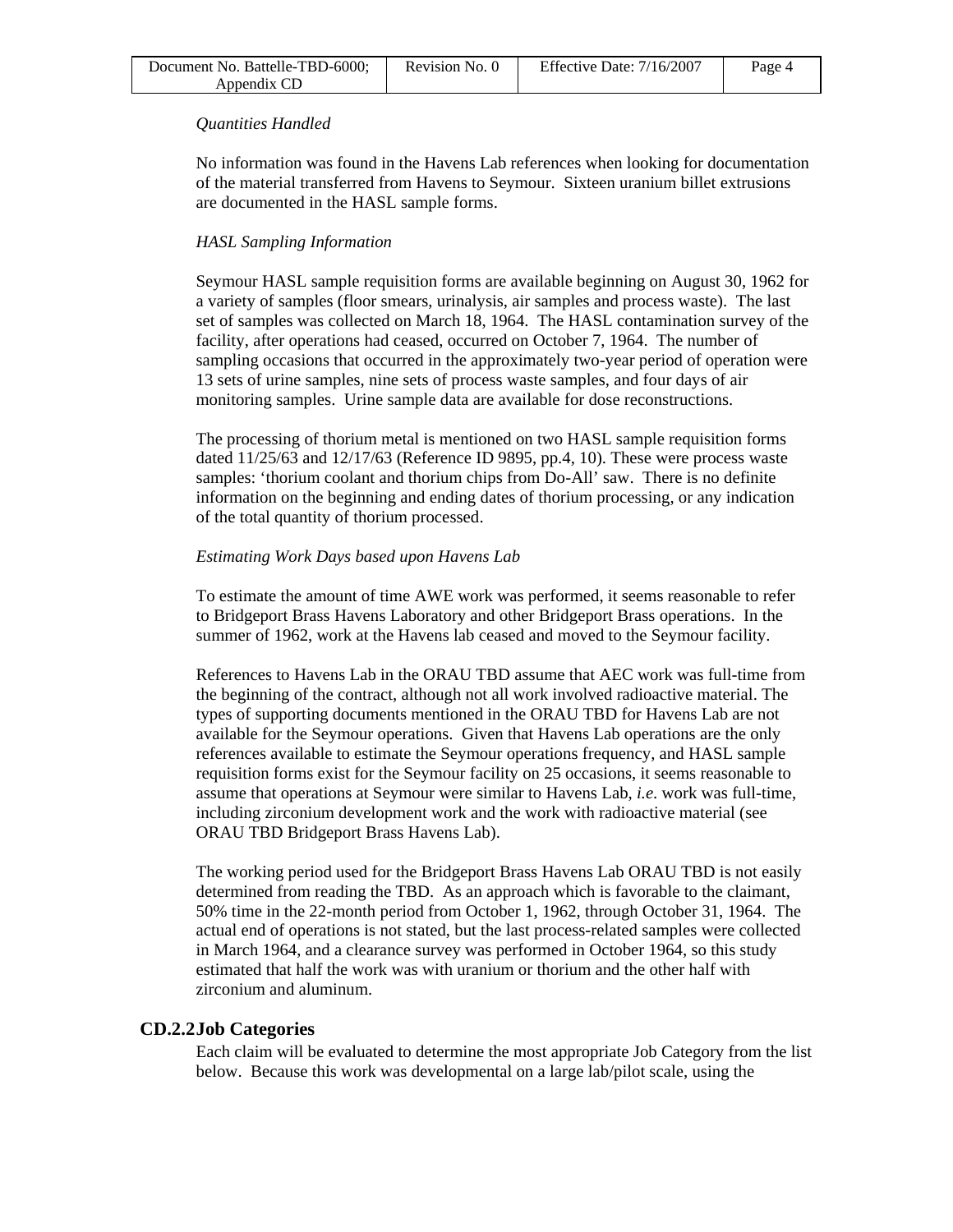*Quantities Handled*

No information was found in the Havens Lab references when looking for documentation of the material transferred from Havens to Seymour. Sixteen uranium billet extrusions are documented in the HASL sample forms.

*HASL Sampling Information*

Seymour HASL sample requisition forms are available beginning on August 30, 1962 for a variety of samples (floor smears, urinalysis, air samples and process waste). The last set of samples was collected on March 18, 1964. The HASL contamination survey of the facility, after operations had ceased, occurred on October 7, 1964. The number of sampling occasions that occurred in the approximately two-year period of operation were 13 sets of urine samples, nine sets of process waste samples, and four days of air monitoring samples. Urine sample data are available for dose reconstructions.

The processing of thorium metal is mentioned on two HASL sample requisition forms dated 11/25/63 and 12/17/63 (Reference ID 9895, pp.4, 10). These were process waste samples: 'thorium coolant and thorium chips from Do-All' saw. There is no definite information on the beginning and ending dates of thorium processing, or any indication of the total quantity of thorium processed.

*Estimating Work Days based upon Havens Lab*

To estimate the amount of time AWE work was performed, it seems reasonable to refer to Bridgeport Brass Havens Laboratory and other Bridgeport Brass operations. In the summer of 1962, work at the Havens lab ceased and moved to the Seymour facility.

References to Havens Lab in the ORAU TBD assume that AEC work was full-time from the beginning of the contract, although not all work involved radioactive material. The types of supporting documents mentioned in the ORAU TBD for Havens Lab are not available for the Seymour operations. Given that Havens Lab operations are the only references available to estimate the Seymour operations frequency, and HASL sample requisition forms exist for the Seymour facility on 25 occasions, it seems reasonable to assume that operations at Seymour were similar to Havens Lab, *i.e*. work was full-time, including zirconium development work and the work with radioactive material (see ORAU TBD Bridgeport Brass Havens Lab).

The working period used for the Bridgeport Brass Havens Lab ORAU TBD is not easily determined from reading the TBD. As an approach which is favorable to the claimant, 50% time in the 22-month period from October 1, 1962, through October 31, 1964. The actual end of operations is not stated, but the last process-related samples were collected in March 1964, and a clearance survey was performed in October 1964, so this study estimated that half the work was with uranium or thorium and the other half with zirconium and aluminum.

## CD.2.2 Job Categories

Each claim will be evaluated to determine the most appropriate Job Category from the list below. Because this work was developmental on a large lab/pilot scale, using the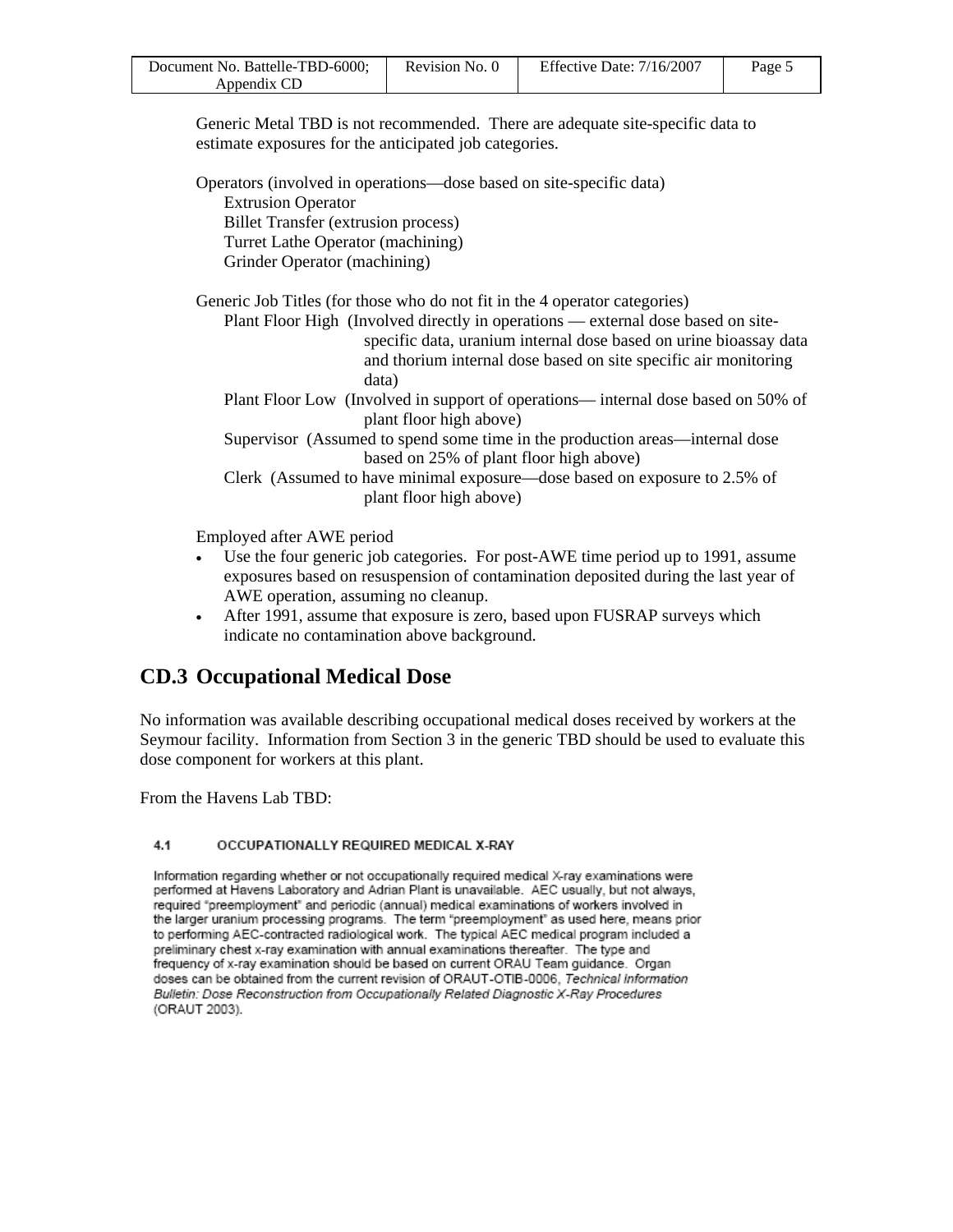Generic Metal TBD is not recommended. There are adequate site-specific data to estimate exposures for the anticipated job categories.

Operators (involved in operations—dose based on site-specific data)
- Extrusion Operator
- Billet Transfer (extrusion process)
- Turret Lathe Operator (machining)
- Grinder Operator (machining)

Generic Job Titles (for those who do not fit in the 4 operator categories)
- Plant Floor High (Involved directly in operations — external dose based on site-specific data, uranium internal dose based on urine bioassay data and thorium internal dose based on site specific air monitoring data)
- Plant Floor Low (Involved in support of operations— internal dose based on 50% of plant floor high above)
- Supervisor (Assumed to spend some time in the production areas—internal dose based on 25% of plant floor high above)
- Clerk (Assumed to have minimal exposure—dose based on exposure to 2.5% of plant floor high above)

Employed after AWE period
- Use the four generic job categories. For post-AWE time period up to 1991, assume exposures based on resuspension of contamination deposited during the last year of AWE operation, assuming no cleanup.
- After 1991, assume that exposure is zero, based upon FUSRAP surveys which indicate no contamination above background.

## CD.3 Occupational Medical Dose

No information was available describing occupational medical doses received by workers at the Seymour facility. Information from Section 3 in the generic TBD should be used to evaluate this dose component for workers at this plant.

From the Havens Lab TBD:

### 4.1 OCCUPATIONALLY REQUIRED MEDICAL X-RAY

Information regarding whether or not occupationally required medical X-ray examinations were performed at Havens Laboratory and Adrian Plant is unavailable. AEC usually, but not always, required "preemployment" and periodic (annual) medical examinations of workers involved in the larger uranium processing programs. The term "preemployment" as used here, means prior to performing AEC-contracted radiological work. The typical AEC medical program included a preliminary chest x-ray examination with annual examinations thereafter. The type and frequency of x-ray examination should be based on current ORAU Team guidance. Organ doses can be obtained from the current revision of ORAUT-OTIB-0006, *Technical Information Bulletin: Dose Reconstruction from Occupationally Related Diagnostic X-Ray Procedures* (ORAUT 2003).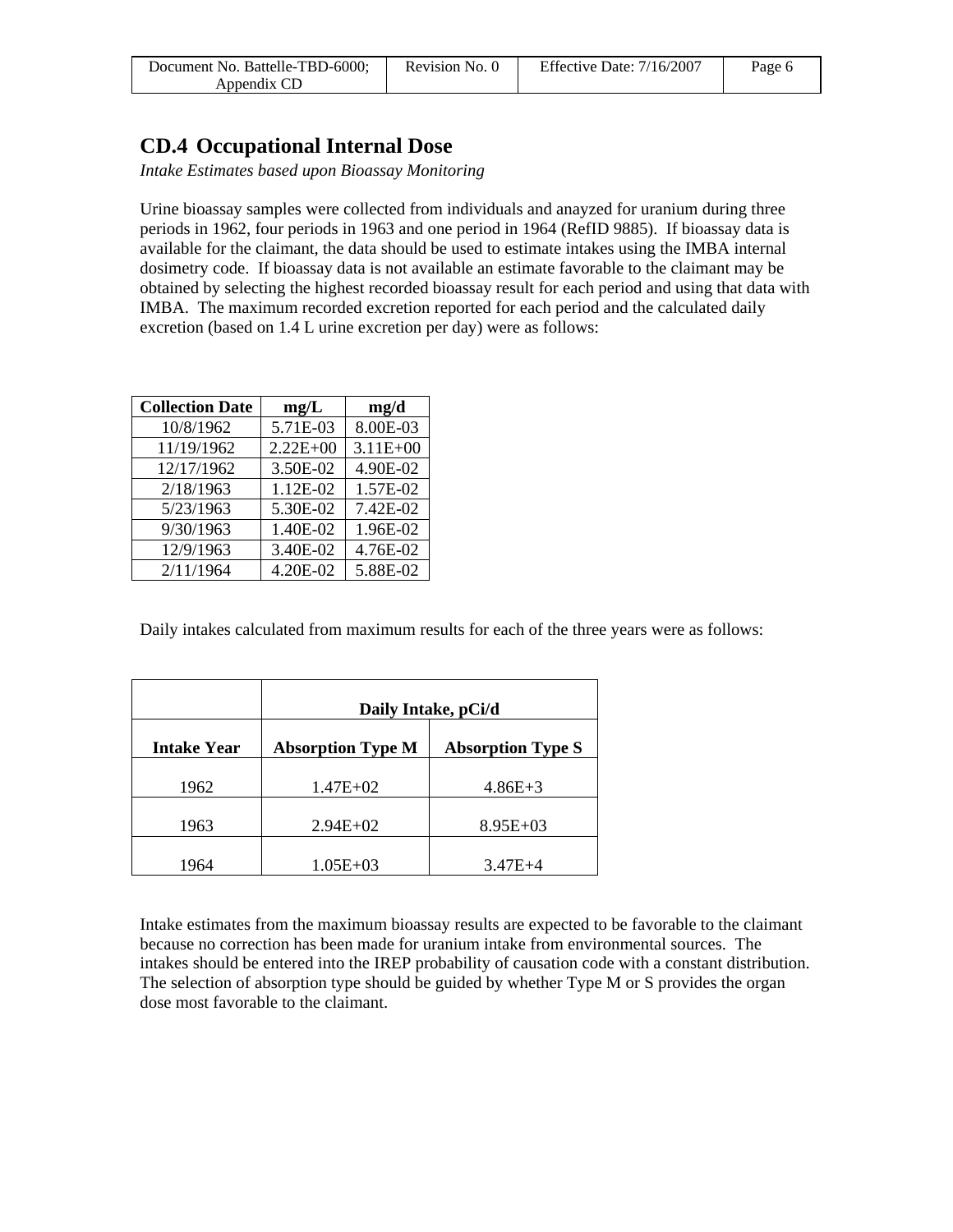## CD.4 Occupational Internal Dose

*Intake Estimates based upon Bioassay Monitoring*

Urine bioassay samples were collected from individuals and anayzed for uranium during three periods in 1962, four periods in 1963 and one period in 1964 (RefID 9885). If bioassay data is available for the claimant, the data should be used to estimate intakes using the IMBA internal dosimetry code. If bioassay data is not available an estimate favorable to the claimant may be obtained by selecting the highest recorded bioassay result for each period and using that data with IMBA. The maximum recorded excretion reported for each period and the calculated daily excretion (based on 1.4 L urine excretion per day) were as follows:

| Collection Date | mg/L | mg/d |
|---|---|---|
| 10/8/1962 | 5.71E-03 | 8.00E-03 |
| 11/19/1962 | 2.22E+00 | 3.11E+00 |
| 12/17/1962 | 3.50E-02 | 4.90E-02 |
| 2/18/1963 | 1.12E-02 | 1.57E-02 |
| 5/23/1963 | 5.30E-02 | 7.42E-02 |
| 9/30/1963 | 1.40E-02 | 1.96E-02 |
| 12/9/1963 | 3.40E-02 | 4.76E-02 |
| 2/11/1964 | 4.20E-02 | 5.88E-02 |

Daily intakes calculated from maximum results for each of the three years were as follows:

| | Daily Intake, pCi/d | |
|---|---|---|
| **Intake Year** | **Absorption Type M** | **Absorption Type S** |
| 1962 | 1.47E+02 | 4.86E+3 |
| 1963 | 2.94E+02 | 8.95E+03 |
| 1964 | 1.05E+03 | 3.47E+4 |

Intake estimates from the maximum bioassay results are expected to be favorable to the claimant because no correction has been made for uranium intake from environmental sources. The intakes should be entered into the IREP probability of causation code with a constant distribution. The selection of absorption type should be guided by whether Type M or S provides the organ dose most favorable to the claimant.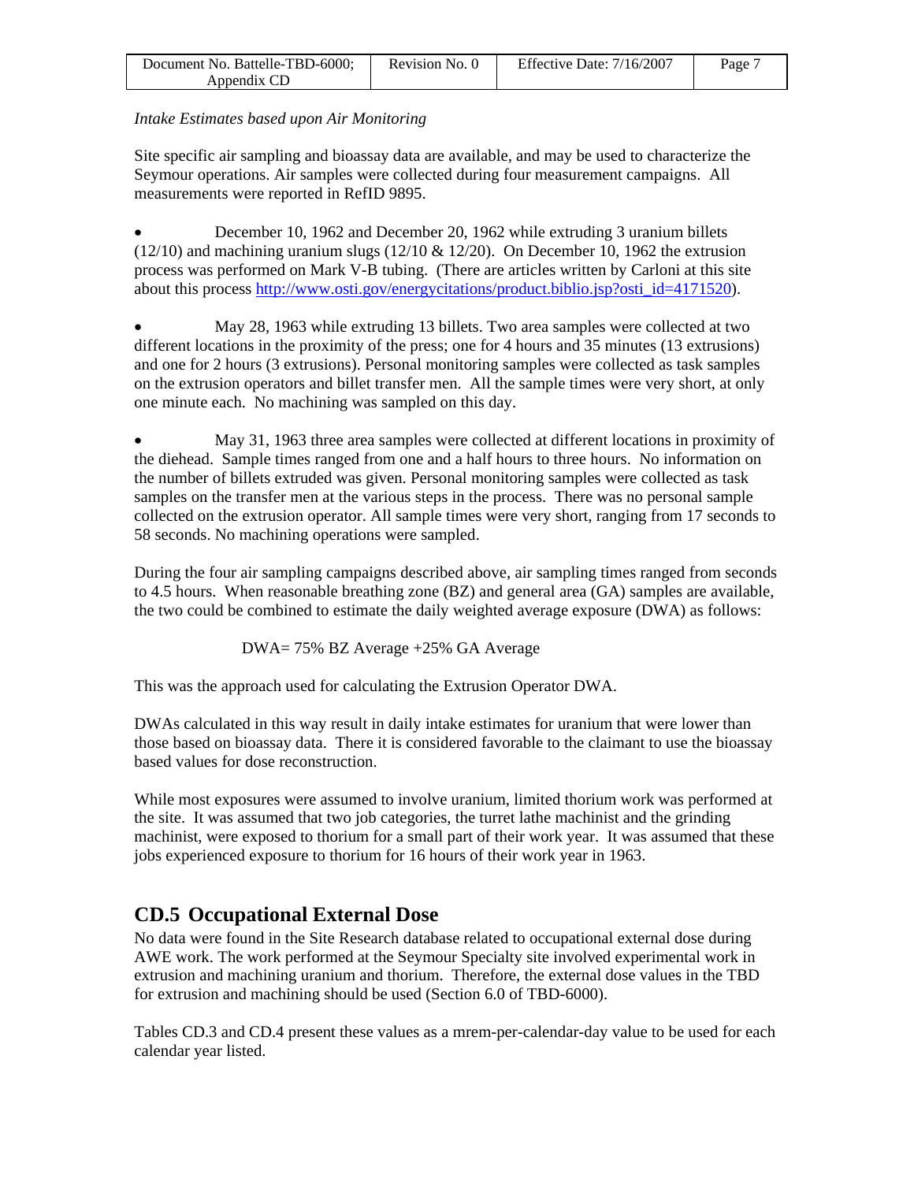*Intake Estimates based upon Air Monitoring*

Site specific air sampling and bioassay data are available, and may be used to characterize the Seymour operations. Air samples were collected during four measurement campaigns. All measurements were reported in RefID 9895.

- December 10, 1962 and December 20, 1962 while extruding 3 uranium billets (12/10) and machining uranium slugs (12/10 & 12/20). On December 10, 1962 the extrusion process was performed on Mark V-B tubing. (There are articles written by Carloni at this site about this process http://www.osti.gov/energycitations/product.biblio.jsp?osti_id=4171520).

- May 28, 1963 while extruding 13 billets. Two area samples were collected at two different locations in the proximity of the press; one for 4 hours and 35 minutes (13 extrusions) and one for 2 hours (3 extrusions). Personal monitoring samples were collected as task samples on the extrusion operators and billet transfer men. All the sample times were very short, at only one minute each. No machining was sampled on this day.

- May 31, 1963 three area samples were collected at different locations in proximity of the diehead. Sample times ranged from one and a half hours to three hours. No information on the number of billets extruded was given. Personal monitoring samples were collected as task samples on the transfer men at the various steps in the process. There was no personal sample collected on the extrusion operator. All sample times were very short, ranging from 17 seconds to 58 seconds. No machining operations were sampled.

During the four air sampling campaigns described above, air sampling times ranged from seconds to 4.5 hours. When reasonable breathing zone (BZ) and general area (GA) samples are available, the two could be combined to estimate the daily weighted average exposure (DWA) as follows:

DWA= 75% BZ Average +25% GA Average

This was the approach used for calculating the Extrusion Operator DWA.

DWAs calculated in this way result in daily intake estimates for uranium that were lower than those based on bioassay data. There it is considered favorable to the claimant to use the bioassay based values for dose reconstruction.

While most exposures were assumed to involve uranium, limited thorium work was performed at the site. It was assumed that two job categories, the turret lathe machinist and the grinding machinist, were exposed to thorium for a small part of their work year. It was assumed that these jobs experienced exposure to thorium for 16 hours of their work year in 1963.

## CD.5 Occupational External Dose

No data were found in the Site Research database related to occupational external dose during AWE work. The work performed at the Seymour Specialty site involved experimental work in extrusion and machining uranium and thorium. Therefore, the external dose values in the TBD for extrusion and machining should be used (Section 6.0 of TBD-6000).

Tables CD.3 and CD.4 present these values as a mrem-per-calendar-day value to be used for each calendar year listed.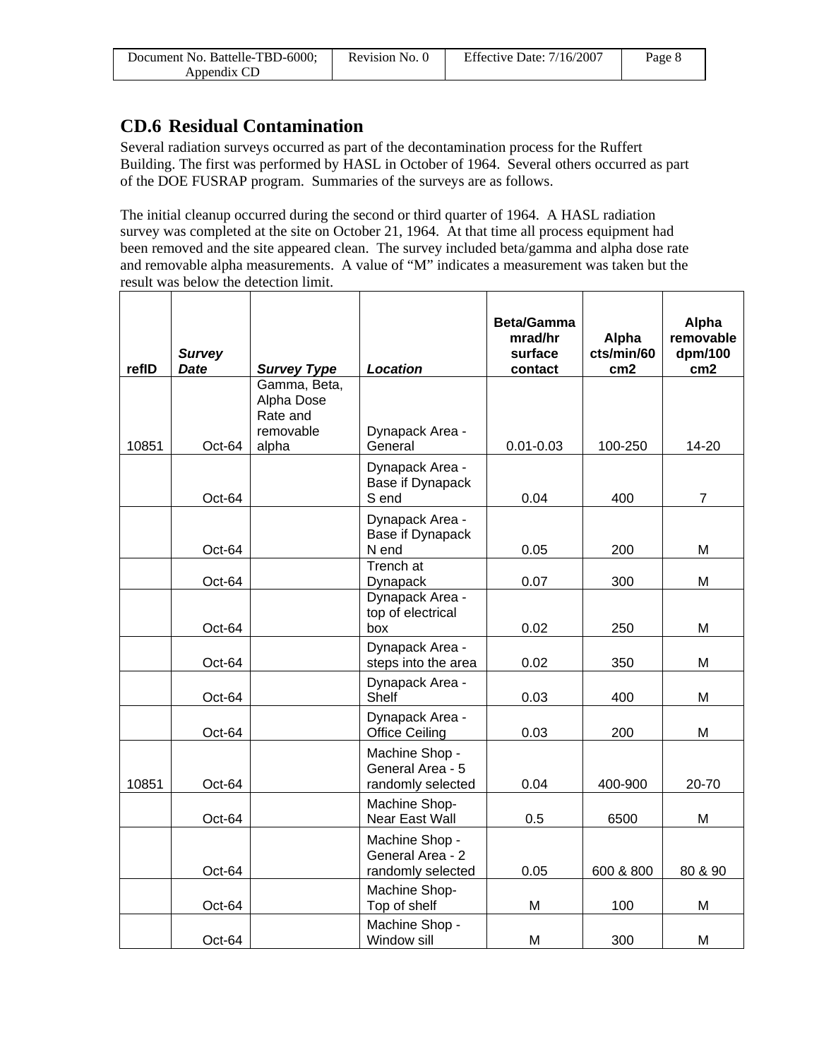## CD.6 Residual Contamination

Several radiation surveys occurred as part of the decontamination process for the Ruffert Building. The first was performed by HASL in October of 1964. Several others occurred as part of the DOE FUSRAP program. Summaries of the surveys are as follows.

The initial cleanup occurred during the second or third quarter of 1964. A HASL radiation survey was completed at the site on October 21, 1964. At that time all process equipment had been removed and the site appeared clean. The survey included beta/gamma and alpha dose rate and removable alpha measurements. A value of "M" indicates a measurement was taken but the result was below the detection limit.

| refID | *Survey Date* | *Survey Type* | *Location* | Beta/Gamma mrad/hr surface contact | Alpha cts/min/60 cm2 | Alpha removable dpm/100 cm2 |
|---|---|---|---|---|---|---|
| 10851 | Oct-64 | Gamma, Beta, Alpha Dose Rate and removable alpha | Dynapack Area - General | 0.01-0.03 | 100-250 | 14-20 |
| | Oct-64 | | Dynapack Area - Base if Dynapack S end | 0.04 | 400 | 7 |
| | Oct-64 | | Dynapack Area - Base if Dynapack N end | 0.05 | 200 | M |
| | Oct-64 | | Trench at Dynapack | 0.07 | 300 | M |
| | Oct-64 | | Dynapack Area - top of electrical box | 0.02 | 250 | M |
| | Oct-64 | | Dynapack Area - steps into the area | 0.02 | 350 | M |
| | Oct-64 | | Dynapack Area - Shelf | 0.03 | 400 | M |
| | Oct-64 | | Dynapack Area - Office Ceiling | 0.03 | 200 | M |
| 10851 | Oct-64 | | Machine Shop - General Area - 5 randomly selected | 0.04 | 400-900 | 20-70 |
| | Oct-64 | | Machine Shop- Near East Wall | 0.5 | 6500 | M |
| | Oct-64 | | Machine Shop - General Area - 2 randomly selected | 0.05 | 600 & 800 | 80 & 90 |
| | Oct-64 | | Machine Shop- Top of shelf | M | 100 | M |
| | Oct-64 | | Machine Shop - Window sill | M | 300 | M |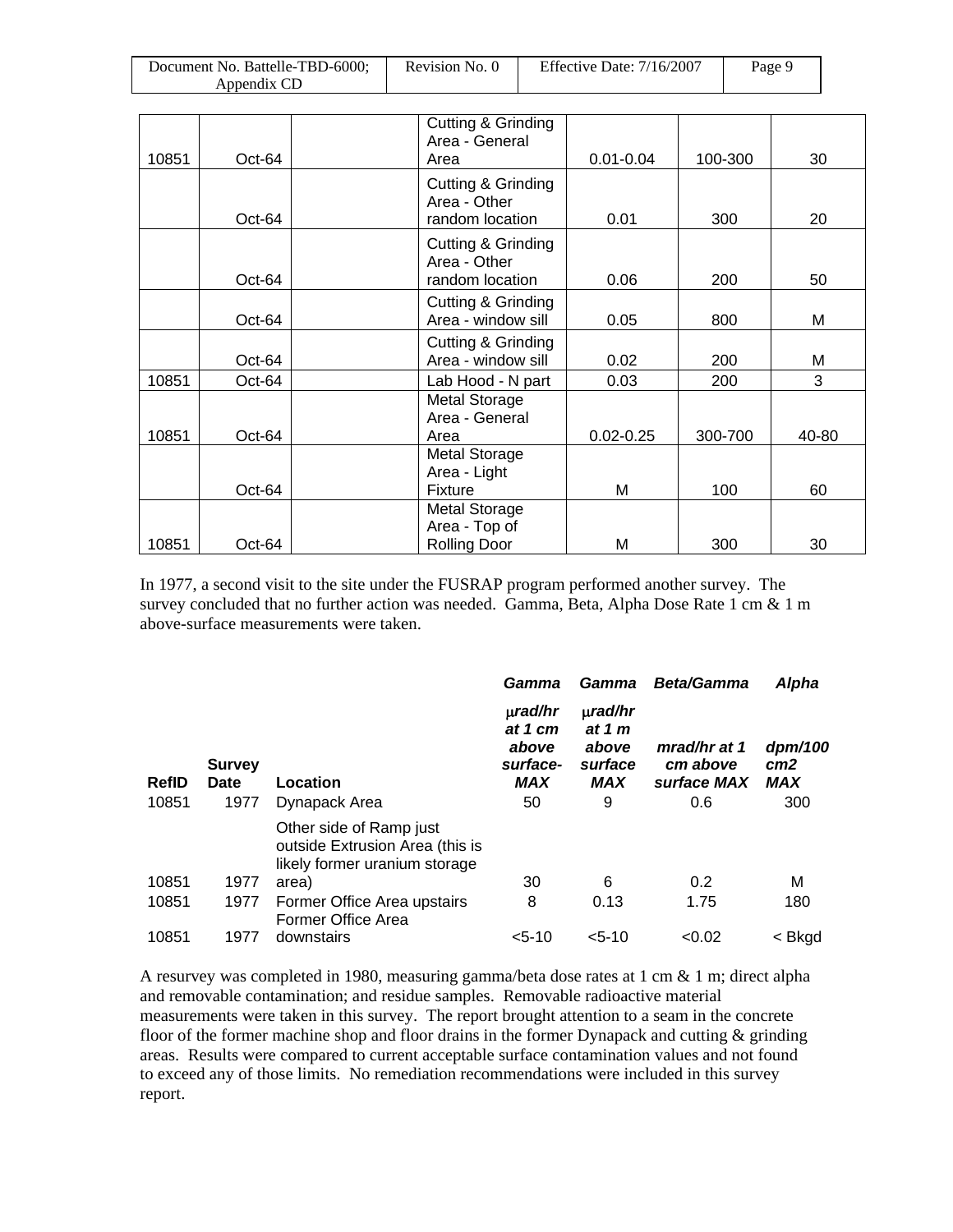| 10851 | Oct-64 | | Cutting & Grinding Area - General Area | 0.01-0.04 | 100-300 | 30 |
|---|---|---|---|---|---|---|
| | Oct-64 | | Cutting & Grinding Area - Other random location | 0.01 | 300 | 20 |
| | Oct-64 | | Cutting & Grinding Area - Other random location | 0.06 | 200 | 50 |
| | Oct-64 | | Cutting & Grinding Area - window sill | 0.05 | 800 | M |
| | Oct-64 | | Cutting & Grinding Area - window sill | 0.02 | 200 | M |
| 10851 | Oct-64 | | Lab Hood - N part | 0.03 | 200 | 3 |
| 10851 | Oct-64 | | Metal Storage Area - General Area | 0.02-0.25 | 300-700 | 40-80 |
| | Oct-64 | | Metal Storage Area - Light Fixture | M | 100 | 60 |
| 10851 | Oct-64 | | Metal Storage Area - Top of Rolling Door | M | 300 | 30 |

In 1977, a second visit to the site under the FUSRAP program performed another survey. The survey concluded that no further action was needed. Gamma, Beta, Alpha Dose Rate 1 cm & 1 m above-surface measurements were taken.

| | | | *Gamma* | *Gamma* | *Beta/Gamma* | *Alpha* |
|---|---|---|---|---|---|---|
| **RefID** | **Survey Date** | **Location** | ***μrad/hr at 1 cm above surface- MAX*** | ***μrad/hr at 1 m above surface MAX*** | ***mrad/hr at 1 cm above surface MAX*** | ***dpm/100 cm2 MAX*** |
| 10851 | 1977 | Dynapack Area | 50 | 9 | 0.6 | 300 |
| 10851 | 1977 | Other side of Ramp just outside Extrusion Area (this is likely former uranium storage area) | 30 | 6 | 0.2 | M |
| 10851 | 1977 | Former Office Area upstairs | 8 | 0.13 | 1.75 | 180 |
| 10851 | 1977 | Former Office Area downstairs | <5-10 | <5-10 | <0.02 | < Bkgd |

A resurvey was completed in 1980, measuring gamma/beta dose rates at 1 cm & 1 m; direct alpha and removable contamination; and residue samples. Removable radioactive material measurements were taken in this survey. The report brought attention to a seam in the concrete floor of the former machine shop and floor drains in the former Dynapack and cutting & grinding areas. Results were compared to current acceptable surface contamination values and not found to exceed any of those limits. No remediation recommendations were included in this survey report.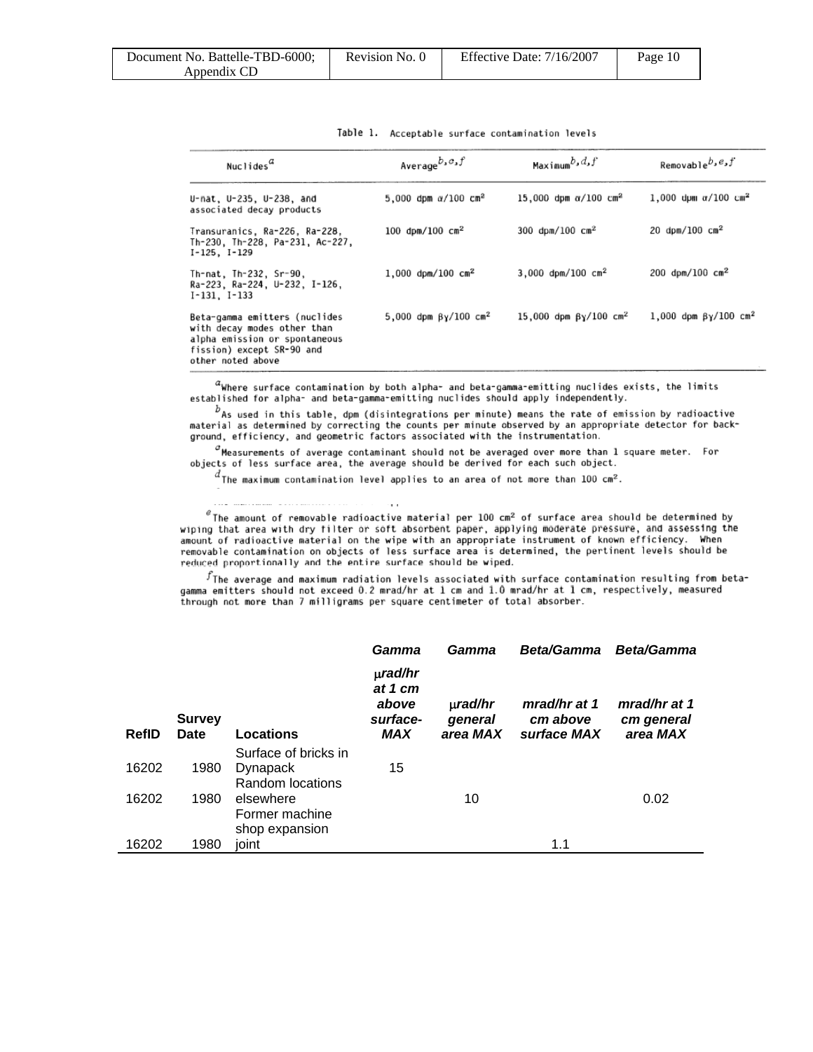Table 1. Acceptable surface contamination levels

| Nuclides[a] | Average[b,c,f] | Maximum[b,d,f] | Removable[b,e,f] |
|---|---|---|---|
| U-nat, U-235, U-238, and associated decay products | 5,000 dpm α/100 cm² | 15,000 dpm α/100 cm² | 1,000 dpm α/100 cm² |
| Transuranics, Ra-226, Ra-228, Th-230, Th-228, Pa-231, Ac-227, I-125, I-129 | 100 dpm/100 cm² | 300 dpm/100 cm² | 20 dpm/100 cm² |
| Th-nat, Th-232, Sr-90, Ra-223, Ra-224, U-232, I-126, I-131, I-133 | 1,000 dpm/100 cm² | 3,000 dpm/100 cm² | 200 dpm/100 cm² |
| Beta-gamma emitters (nuclides with decay modes other than alpha emission or spontaneous fission) except SR-90 and other noted above | 5,000 dpm βγ/100 cm² | 15,000 dpm βγ/100 cm² | 1,000 dpm βγ/100 cm² |

[a]Where surface contamination by both alpha- and beta-gamma-emitting nuclides exists, the limits established for alpha- and beta-gamma-emitting nuclides should apply independently.

[b]As used in this table, dpm (disintegrations per minute) means the rate of emission by radioactive material as determined by correcting the counts per minute observed by an appropriate detector for background, efficiency, and geometric factors associated with the instrumentation.

[c]Measurements of average contaminant should not be averaged over more than 1 square meter. For objects of less surface area, the average should be derived for each such object.

[d]The maximum contamination level applies to an area of not more than 100 cm².

[e]The amount of removable radioactive material per 100 cm² of surface area should be determined by wiping that area with dry filter or soft absorbent paper, applying moderate pressure, and assessing the amount of radioactive material on the wipe with an appropriate instrument of known efficiency. When removable contamination on objects of less surface area is determined, the pertinent levels should be reduced proportionally and the entire surface should be wiped.

[f]The average and maximum radiation levels associated with surface contamination resulting from beta-gamma emitters should not exceed 0.2 mrad/hr at 1 cm and 1.0 mrad/hr at 1 cm, respectively, measured through not more than 7 milligrams per square centimeter of total absorber.

| RefID | Survey Date | Locations | *Gamma* *μrad/hr at 1 cm above surface-MAX* | *Gamma* *μrad/hr general area MAX* | *Beta/Gamma* *mrad/hr at 1 cm above surface MAX* | *Beta/Gamma* *mrad/hr at 1 cm general area MAX* |
|---|---|---|---|---|---|---|
| 16202 | 1980 | Surface of bricks in Dynapack | 15 | | | |
| 16202 | 1980 | Random locations elsewhere | | 10 | | 0.02 |
| 16202 | 1980 | Former machine shop expansion joint | | | 1.1 | |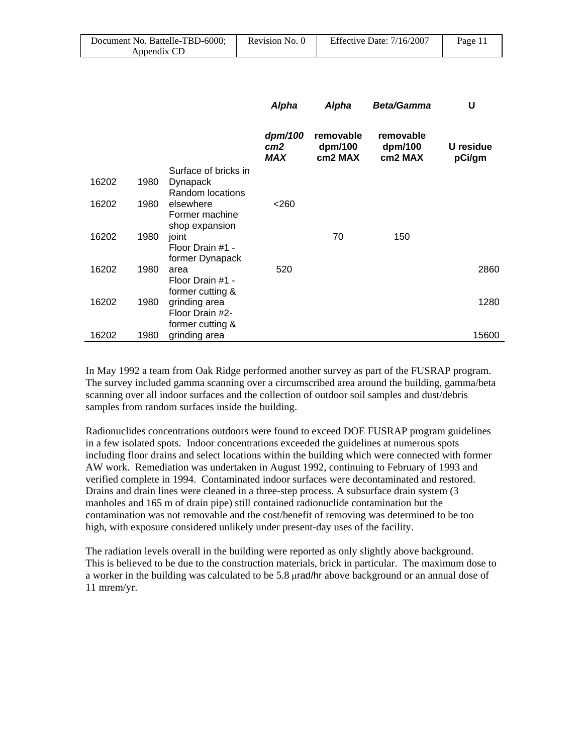| | | | Alpha | Alpha | Beta/Gamma | U |
|---|---|---|---|---|---|---|
| | | | dpm/100 cm2 MAX | removable dpm/100 cm2 MAX | removable dpm/100 cm2 MAX | U residue pCi/gm |
| 16202 | 1980 | Surface of bricks in Dynapack | | | | |
| 16202 | 1980 | Random locations elsewhere | <260 | | | |
| 16202 | 1980 | Former machine shop expansion joint | | 70 | 150 | |
| 16202 | 1980 | Floor Drain #1 - former Dynapack area | 520 | | | 2860 |
| 16202 | 1980 | Floor Drain #1 - former cutting & grinding area | | | | 1280 |
| 16202 | 1980 | Floor Drain #2- former cutting & grinding area | | | | 15600 |

In May 1992 a team from Oak Ridge performed another survey as part of the FUSRAP program. The survey included gamma scanning over a circumscribed area around the building, gamma/beta scanning over all indoor surfaces and the collection of outdoor soil samples and dust/debris samples from random surfaces inside the building.

Radionuclides concentrations outdoors were found to exceed DOE FUSRAP program guidelines in a few isolated spots. Indoor concentrations exceeded the guidelines at numerous spots including floor drains and select locations within the building which were connected with former AW work. Remediation was undertaken in August 1992, continuing to February of 1993 and verified complete in 1994. Contaminated indoor surfaces were decontaminated and restored. Drains and drain lines were cleaned in a three-step process. A subsurface drain system (3 manholes and 165 m of drain pipe) still contained radionuclide contamination but the contamination was not removable and the cost/benefit of removing was determined to be too high, with exposure considered unlikely under present-day uses of the facility.

The radiation levels overall in the building were reported as only slightly above background. This is believed to be due to the construction materials, brick in particular. The maximum dose to a worker in the building was calculated to be 5.8 μrad/hr above background or an annual dose of 11 mrem/yr.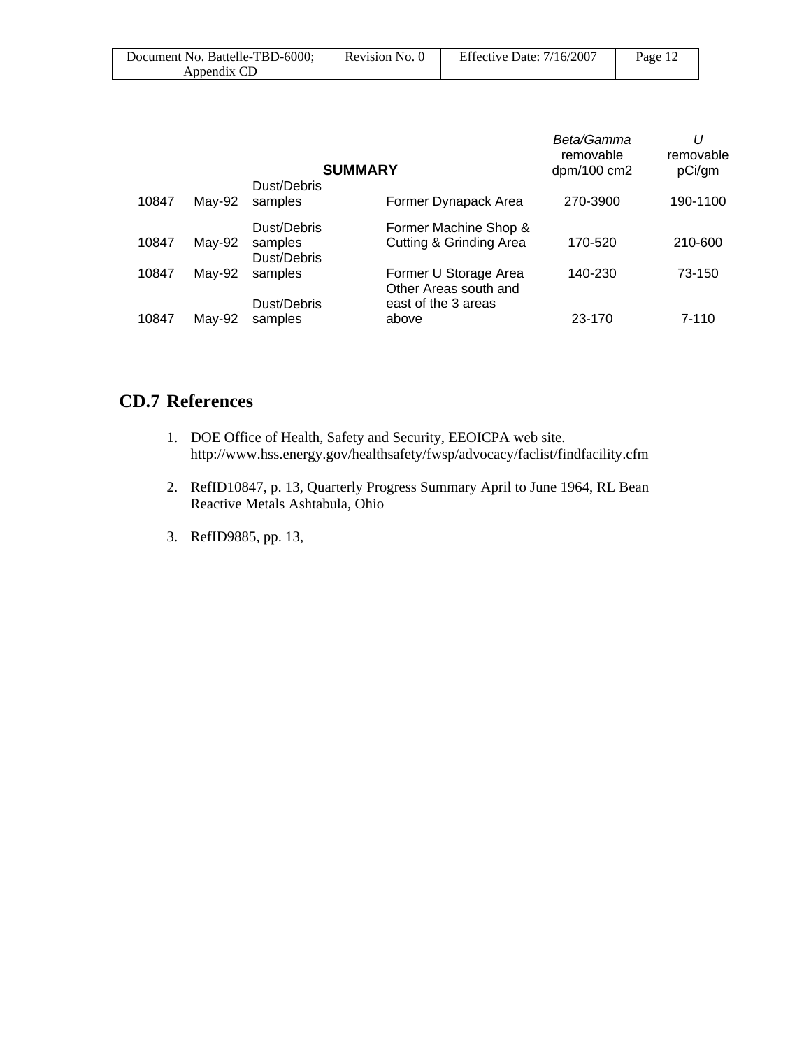| | | SUMMARY | | *Beta/Gamma* removable dpm/100 cm2 | *U* removable pCi/gm |
|---|---|---|---|---|---|
| 10847 | May-92 | Dust/Debris samples | Former Dynapack Area | 270-3900 | 190-1100 |
| 10847 | May-92 | Dust/Debris samples | Former Machine Shop & Cutting & Grinding Area | 170-520 | 210-600 |
| 10847 | May-92 | Dust/Debris samples | Former U Storage Area | 140-230 | 73-150 |
| 10847 | May-92 | Dust/Debris samples | Other Areas south and east of the 3 areas above | 23-170 | 7-110 |

## CD.7 References

1. DOE Office of Health, Safety and Security, EEOICPA web site. http://www.hss.energy.gov/healthsafety/fwsp/advocacy/faclist/findfacility.cfm

2. RefID10847, p. 13, Quarterly Progress Summary April to June 1964, RL Bean Reactive Metals Ashtabula, Ohio

3. RefID9885, pp. 13,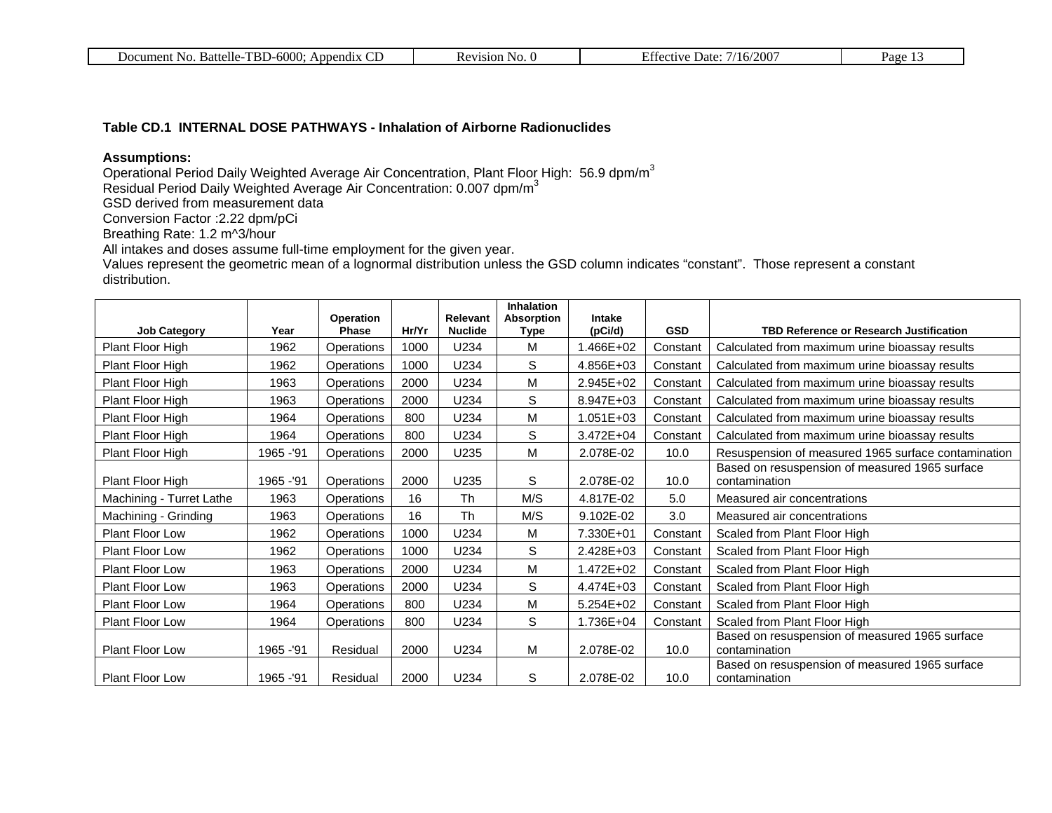**Table CD.1 INTERNAL DOSE PATHWAYS - Inhalation of Airborne Radionuclides**

**Assumptions:**

Operational Period Daily Weighted Average Air Concentration, Plant Floor High: 56.9 dpm/m$^3$
Residual Period Daily Weighted Average Air Concentration: 0.007 dpm/m$^3$
GSD derived from measurement data
Conversion Factor :2.22 dpm/pCi
Breathing Rate: 1.2 m^3/hour
All intakes and doses assume full-time employment for the given year.
Values represent the geometric mean of a lognormal distribution unless the GSD column indicates "constant". Those represent a constant distribution.

| Job Category | Year | Operation Phase | Hr/Yr | Relevant Nuclide | Inhalation Absorption Type | Intake (pCi/d) | GSD | TBD Reference or Research Justification |
|---|---|---|---|---|---|---|---|---|
| Plant Floor High | 1962 | Operations | 1000 | U234 | M | 1.466E+02 | Constant | Calculated from maximum urine bioassay results |
| Plant Floor High | 1962 | Operations | 1000 | U234 | S | 4.856E+03 | Constant | Calculated from maximum urine bioassay results |
| Plant Floor High | 1963 | Operations | 2000 | U234 | M | 2.945E+02 | Constant | Calculated from maximum urine bioassay results |
| Plant Floor High | 1963 | Operations | 2000 | U234 | S | 8.947E+03 | Constant | Calculated from maximum urine bioassay results |
| Plant Floor High | 1964 | Operations | 800 | U234 | M | 1.051E+03 | Constant | Calculated from maximum urine bioassay results |
| Plant Floor High | 1964 | Operations | 800 | U234 | S | 3.472E+04 | Constant | Calculated from maximum urine bioassay results |
| Plant Floor High | 1965 -'91 | Operations | 2000 | U235 | M | 2.078E-02 | 10.0 | Resuspension of measured 1965 surface contamination |
| Plant Floor High | 1965 -'91 | Operations | 2000 | U235 | S | 2.078E-02 | 10.0 | Based on resuspension of measured 1965 surface contamination |
| Machining - Turret Lathe | 1963 | Operations | 16 | Th | M/S | 4.817E-02 | 5.0 | Measured air concentrations |
| Machining - Grinding | 1963 | Operations | 16 | Th | M/S | 9.102E-02 | 3.0 | Measured air concentrations |
| Plant Floor Low | 1962 | Operations | 1000 | U234 | M | 7.330E+01 | Constant | Scaled from Plant Floor High |
| Plant Floor Low | 1962 | Operations | 1000 | U234 | S | 2.428E+03 | Constant | Scaled from Plant Floor High |
| Plant Floor Low | 1963 | Operations | 2000 | U234 | M | 1.472E+02 | Constant | Scaled from Plant Floor High |
| Plant Floor Low | 1963 | Operations | 2000 | U234 | S | 4.474E+03 | Constant | Scaled from Plant Floor High |
| Plant Floor Low | 1964 | Operations | 800 | U234 | M | 5.254E+02 | Constant | Scaled from Plant Floor High |
| Plant Floor Low | 1964 | Operations | 800 | U234 | S | 1.736E+04 | Constant | Scaled from Plant Floor High |
| Plant Floor Low | 1965 -'91 | Residual | 2000 | U234 | M | 2.078E-02 | 10.0 | Based on resuspension of measured 1965 surface contamination |
| Plant Floor Low | 1965 -'91 | Residual | 2000 | U234 | S | 2.078E-02 | 10.0 | Based on resuspension of measured 1965 surface contamination |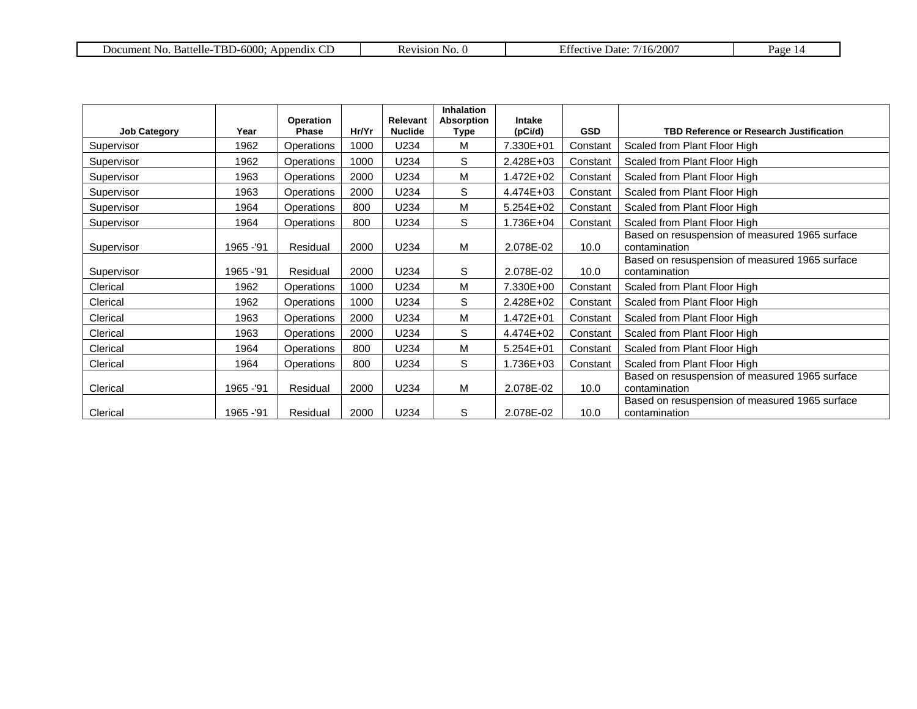| Job Category | Year | Operation Phase | Hr/Yr | Relevant Nuclide | Inhalation Absorption Type | Intake (pCi/d) | GSD | TBD Reference or Research Justification |
|---|---|---|---|---|---|---|---|---|
| Supervisor | 1962 | Operations | 1000 | U234 | M | 7.330E+01 | Constant | Scaled from Plant Floor High |
| Supervisor | 1962 | Operations | 1000 | U234 | S | 2.428E+03 | Constant | Scaled from Plant Floor High |
| Supervisor | 1963 | Operations | 2000 | U234 | M | 1.472E+02 | Constant | Scaled from Plant Floor High |
| Supervisor | 1963 | Operations | 2000 | U234 | S | 4.474E+03 | Constant | Scaled from Plant Floor High |
| Supervisor | 1964 | Operations | 800 | U234 | M | 5.254E+02 | Constant | Scaled from Plant Floor High |
| Supervisor | 1964 | Operations | 800 | U234 | S | 1.736E+04 | Constant | Scaled from Plant Floor High |
| Supervisor | 1965 -'91 | Residual | 2000 | U234 | M | 2.078E-02 | 10.0 | Based on resuspension of measured 1965 surface contamination |
| Supervisor | 1965 -'91 | Residual | 2000 | U234 | S | 2.078E-02 | 10.0 | Based on resuspension of measured 1965 surface contamination |
| Clerical | 1962 | Operations | 1000 | U234 | M | 7.330E+00 | Constant | Scaled from Plant Floor High |
| Clerical | 1962 | Operations | 1000 | U234 | S | 2.428E+02 | Constant | Scaled from Plant Floor High |
| Clerical | 1963 | Operations | 2000 | U234 | M | 1.472E+01 | Constant | Scaled from Plant Floor High |
| Clerical | 1963 | Operations | 2000 | U234 | S | 4.474E+02 | Constant | Scaled from Plant Floor High |
| Clerical | 1964 | Operations | 800 | U234 | M | 5.254E+01 | Constant | Scaled from Plant Floor High |
| Clerical | 1964 | Operations | 800 | U234 | S | 1.736E+03 | Constant | Scaled from Plant Floor High |
| Clerical | 1965 -'91 | Residual | 2000 | U234 | M | 2.078E-02 | 10.0 | Based on resuspension of measured 1965 surface contamination |
| Clerical | 1965 -'91 | Residual | 2000 | U234 | S | 2.078E-02 | 10.0 | Based on resuspension of measured 1965 surface contamination |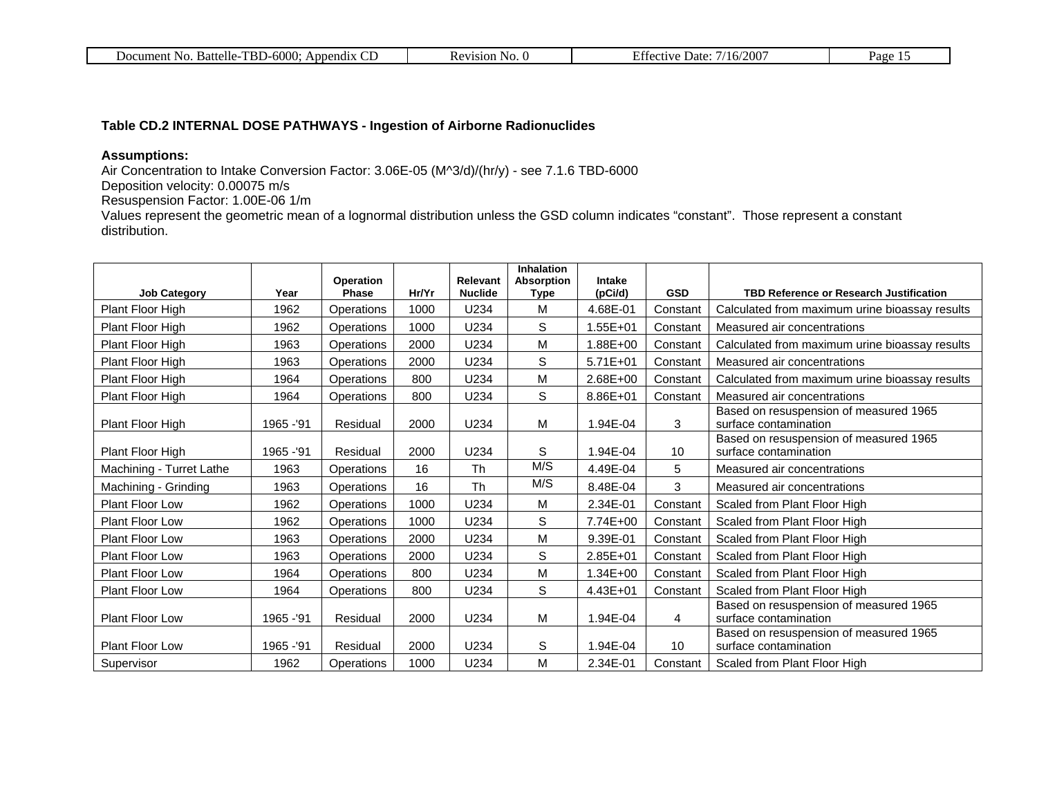**Table CD.2 INTERNAL DOSE PATHWAYS - Ingestion of Airborne Radionuclides**

**Assumptions:**

Air Concentration to Intake Conversion Factor: 3.06E-05 (M^3/d)/(hr/y) - see 7.1.6 TBD-6000
Deposition velocity: 0.00075 m/s
Resuspension Factor: 1.00E-06 1/m
Values represent the geometric mean of a lognormal distribution unless the GSD column indicates "constant". Those represent a constant distribution.

| Job Category | Year | Operation Phase | Hr/Yr | Relevant Nuclide | Inhalation Absorption Type | Intake (pCi/d) | GSD | TBD Reference or Research Justification |
|---|---|---|---|---|---|---|---|---|
| Plant Floor High | 1962 | Operations | 1000 | U234 | M | 4.68E-01 | Constant | Calculated from maximum urine bioassay results |
| Plant Floor High | 1962 | Operations | 1000 | U234 | S | 1.55E+01 | Constant | Measured air concentrations |
| Plant Floor High | 1963 | Operations | 2000 | U234 | M | 1.88E+00 | Constant | Calculated from maximum urine bioassay results |
| Plant Floor High | 1963 | Operations | 2000 | U234 | S | 5.71E+01 | Constant | Measured air concentrations |
| Plant Floor High | 1964 | Operations | 800 | U234 | M | 2.68E+00 | Constant | Calculated from maximum urine bioassay results |
| Plant Floor High | 1964 | Operations | 800 | U234 | S | 8.86E+01 | Constant | Measured air concentrations |
| Plant Floor High | 1965 -'91 | Residual | 2000 | U234 | M | 1.94E-04 | 3 | Based on resuspension of measured 1965 surface contamination |
| Plant Floor High | 1965 -'91 | Residual | 2000 | U234 | S | 1.94E-04 | 10 | Based on resuspension of measured 1965 surface contamination |
| Machining - Turret Lathe | 1963 | Operations | 16 | Th | M/S | 4.49E-04 | 5 | Measured air concentrations |
| Machining - Grinding | 1963 | Operations | 16 | Th | M/S | 8.48E-04 | 3 | Measured air concentrations |
| Plant Floor Low | 1962 | Operations | 1000 | U234 | M | 2.34E-01 | Constant | Scaled from Plant Floor High |
| Plant Floor Low | 1962 | Operations | 1000 | U234 | S | 7.74E+00 | Constant | Scaled from Plant Floor High |
| Plant Floor Low | 1963 | Operations | 2000 | U234 | M | 9.39E-01 | Constant | Scaled from Plant Floor High |
| Plant Floor Low | 1963 | Operations | 2000 | U234 | S | 2.85E+01 | Constant | Scaled from Plant Floor High |
| Plant Floor Low | 1964 | Operations | 800 | U234 | M | 1.34E+00 | Constant | Scaled from Plant Floor High |
| Plant Floor Low | 1964 | Operations | 800 | U234 | S | 4.43E+01 | Constant | Scaled from Plant Floor High |
| Plant Floor Low | 1965 -'91 | Residual | 2000 | U234 | M | 1.94E-04 | 4 | Based on resuspension of measured 1965 surface contamination |
| Plant Floor Low | 1965 -'91 | Residual | 2000 | U234 | S | 1.94E-04 | 10 | Based on resuspension of measured 1965 surface contamination |
| Supervisor | 1962 | Operations | 1000 | U234 | M | 2.34E-01 | Constant | Scaled from Plant Floor High |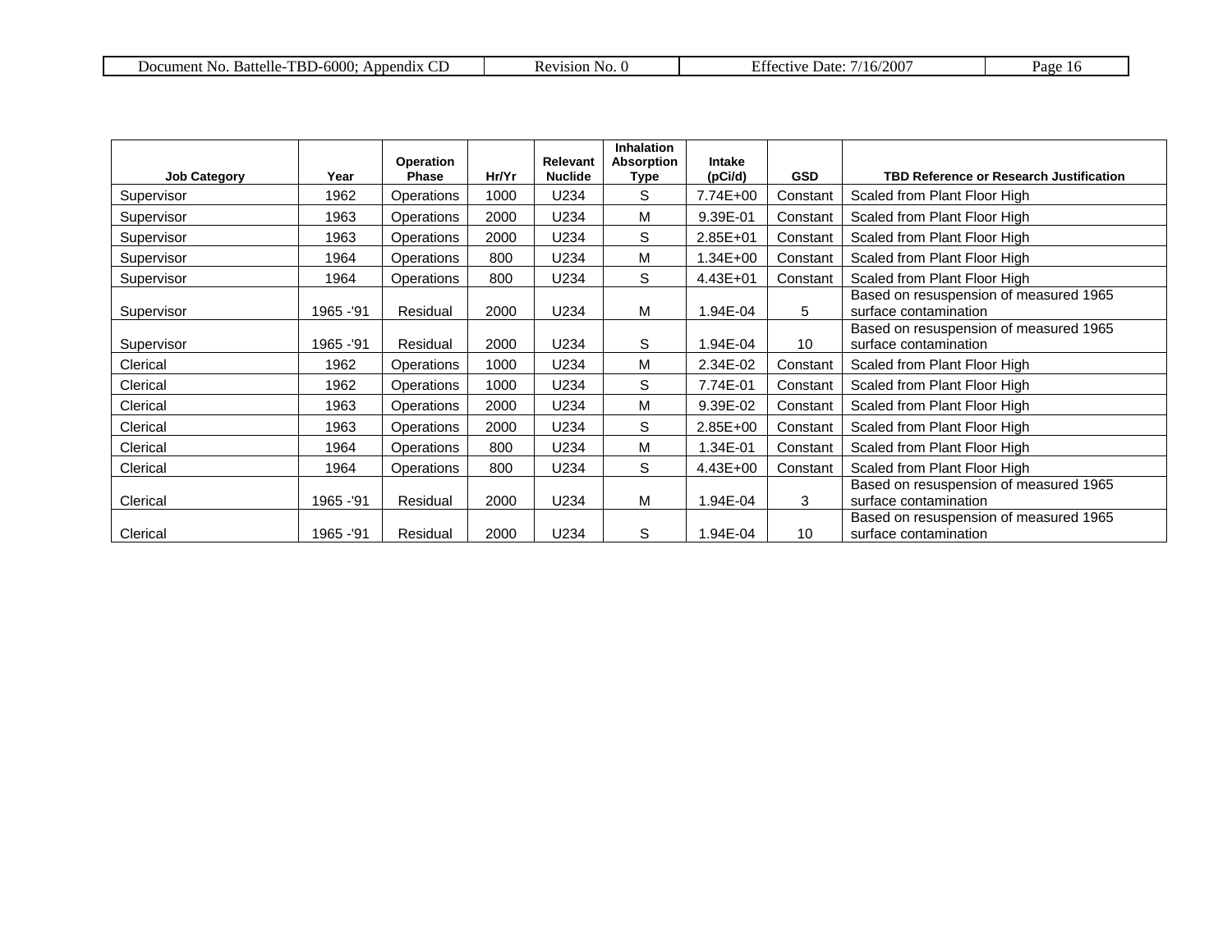| Job Category | Year | Operation Phase | Hr/Yr | Relevant Nuclide | Inhalation Absorption Type | Intake (pCi/d) | GSD | TBD Reference or Research Justification |
|---|---|---|---|---|---|---|---|---|
| Supervisor | 1962 | Operations | 1000 | U234 | S | 7.74E+00 | Constant | Scaled from Plant Floor High |
| Supervisor | 1963 | Operations | 2000 | U234 | M | 9.39E-01 | Constant | Scaled from Plant Floor High |
| Supervisor | 1963 | Operations | 2000 | U234 | S | 2.85E+01 | Constant | Scaled from Plant Floor High |
| Supervisor | 1964 | Operations | 800 | U234 | M | 1.34E+00 | Constant | Scaled from Plant Floor High |
| Supervisor | 1964 | Operations | 800 | U234 | S | 4.43E+01 | Constant | Scaled from Plant Floor High |
| Supervisor | 1965 -'91 | Residual | 2000 | U234 | M | 1.94E-04 | 5 | Based on resuspension of measured 1965 surface contamination |
| Supervisor | 1965 -'91 | Residual | 2000 | U234 | S | 1.94E-04 | 10 | Based on resuspension of measured 1965 surface contamination |
| Clerical | 1962 | Operations | 1000 | U234 | M | 2.34E-02 | Constant | Scaled from Plant Floor High |
| Clerical | 1962 | Operations | 1000 | U234 | S | 7.74E-01 | Constant | Scaled from Plant Floor High |
| Clerical | 1963 | Operations | 2000 | U234 | M | 9.39E-02 | Constant | Scaled from Plant Floor High |
| Clerical | 1963 | Operations | 2000 | U234 | S | 2.85E+00 | Constant | Scaled from Plant Floor High |
| Clerical | 1964 | Operations | 800 | U234 | M | 1.34E-01 | Constant | Scaled from Plant Floor High |
| Clerical | 1964 | Operations | 800 | U234 | S | 4.43E+00 | Constant | Scaled from Plant Floor High |
| Clerical | 1965 -'91 | Residual | 2000 | U234 | M | 1.94E-04 | 3 | Based on resuspension of measured 1965 surface contamination |
| Clerical | 1965 -'91 | Residual | 2000 | U234 | S | 1.94E-04 | 10 | Based on resuspension of measured 1965 surface contamination |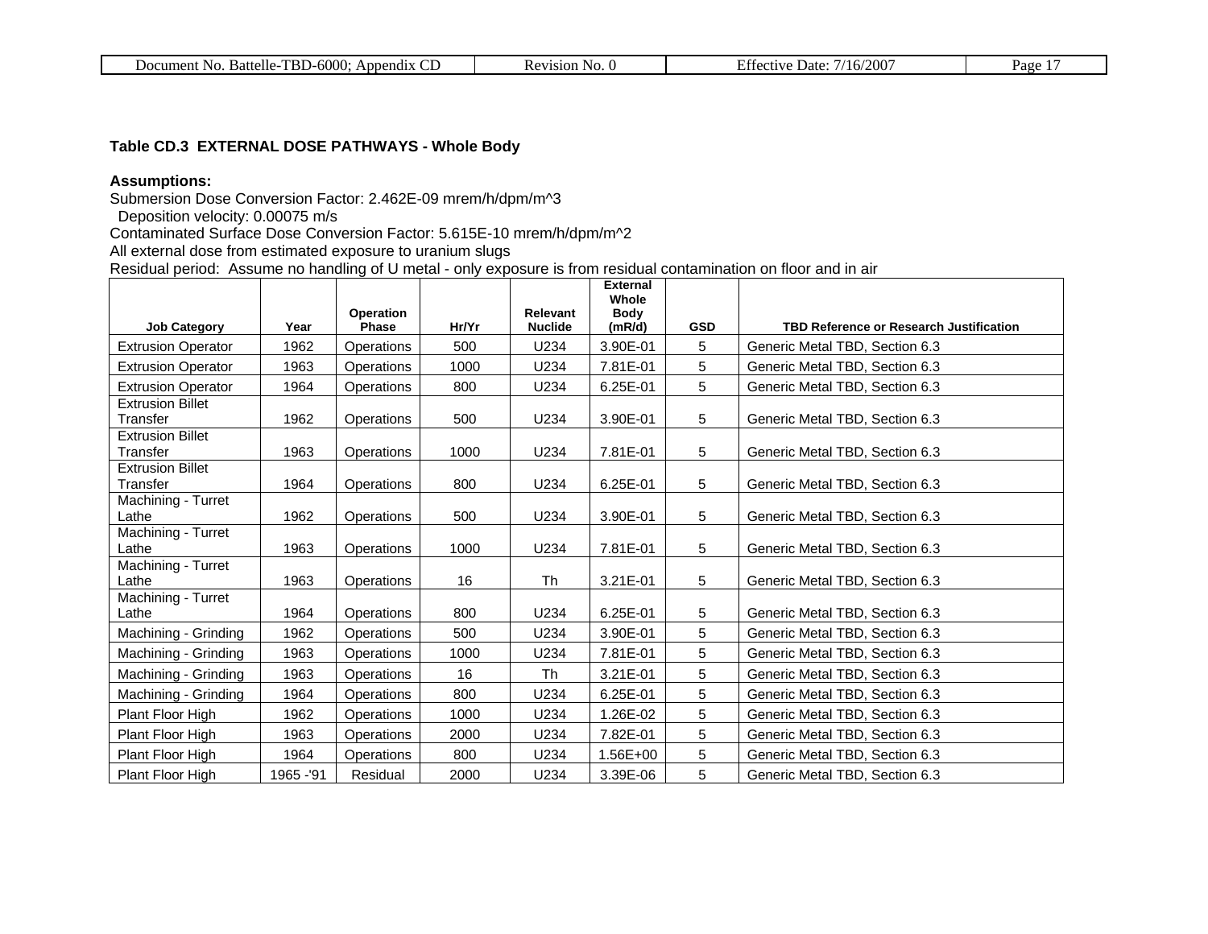**Table CD.3 EXTERNAL DOSE PATHWAYS - Whole Body**

**Assumptions:**
Submersion Dose Conversion Factor: 2.462E-09 mrem/h/dpm/m^3
Deposition velocity: 0.00075 m/s
Contaminated Surface Dose Conversion Factor: 5.615E-10 mrem/h/dpm/m^2
All external dose from estimated exposure to uranium slugs
Residual period: Assume no handling of U metal - only exposure is from residual contamination on floor and in air

| Job Category | Year | Operation Phase | Hr/Yr | Relevant Nuclide | External Whole Body (mR/d) | GSD | TBD Reference or Research Justification |
|---|---|---|---|---|---|---|---|
| Extrusion Operator | 1962 | Operations | 500 | U234 | 3.90E-01 | 5 | Generic Metal TBD, Section 6.3 |
| Extrusion Operator | 1963 | Operations | 1000 | U234 | 7.81E-01 | 5 | Generic Metal TBD, Section 6.3 |
| Extrusion Operator | 1964 | Operations | 800 | U234 | 6.25E-01 | 5 | Generic Metal TBD, Section 6.3 |
| Extrusion Billet Transfer | 1962 | Operations | 500 | U234 | 3.90E-01 | 5 | Generic Metal TBD, Section 6.3 |
| Extrusion Billet Transfer | 1963 | Operations | 1000 | U234 | 7.81E-01 | 5 | Generic Metal TBD, Section 6.3 |
| Extrusion Billet Transfer | 1964 | Operations | 800 | U234 | 6.25E-01 | 5 | Generic Metal TBD, Section 6.3 |
| Machining - Turret Lathe | 1962 | Operations | 500 | U234 | 3.90E-01 | 5 | Generic Metal TBD, Section 6.3 |
| Machining - Turret Lathe | 1963 | Operations | 1000 | U234 | 7.81E-01 | 5 | Generic Metal TBD, Section 6.3 |
| Machining - Turret Lathe | 1963 | Operations | 16 | Th | 3.21E-01 | 5 | Generic Metal TBD, Section 6.3 |
| Machining - Turret Lathe | 1964 | Operations | 800 | U234 | 6.25E-01 | 5 | Generic Metal TBD, Section 6.3 |
| Machining - Grinding | 1962 | Operations | 500 | U234 | 3.90E-01 | 5 | Generic Metal TBD, Section 6.3 |
| Machining - Grinding | 1963 | Operations | 1000 | U234 | 7.81E-01 | 5 | Generic Metal TBD, Section 6.3 |
| Machining - Grinding | 1963 | Operations | 16 | Th | 3.21E-01 | 5 | Generic Metal TBD, Section 6.3 |
| Machining - Grinding | 1964 | Operations | 800 | U234 | 6.25E-01 | 5 | Generic Metal TBD, Section 6.3 |
| Plant Floor High | 1962 | Operations | 1000 | U234 | 1.26E-02 | 5 | Generic Metal TBD, Section 6.3 |
| Plant Floor High | 1963 | Operations | 2000 | U234 | 7.82E-01 | 5 | Generic Metal TBD, Section 6.3 |
| Plant Floor High | 1964 | Operations | 800 | U234 | 1.56E+00 | 5 | Generic Metal TBD, Section 6.3 |
| Plant Floor High | 1965 -'91 | Residual | 2000 | U234 | 3.39E-06 | 5 | Generic Metal TBD, Section 6.3 |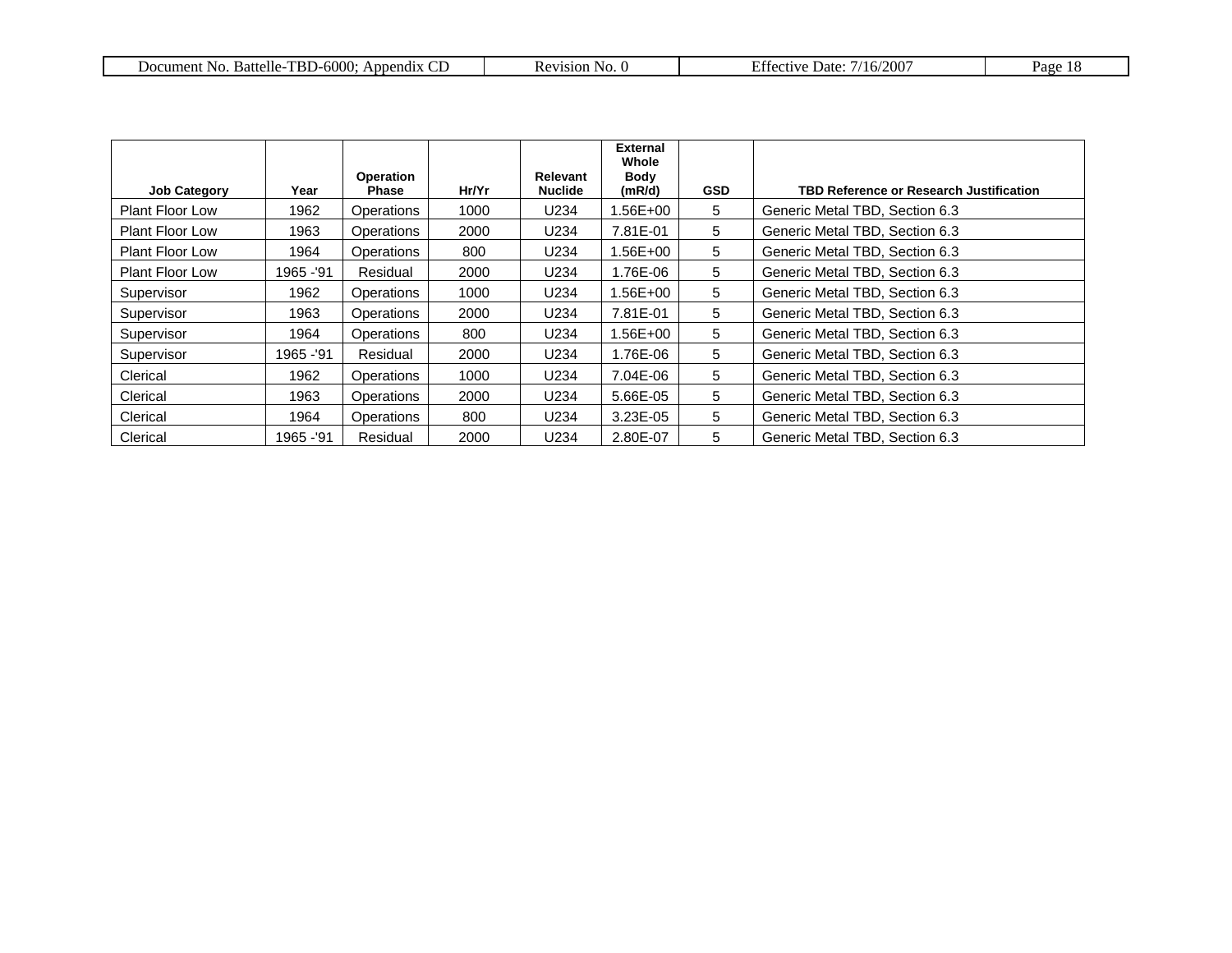| Job Category | Year | Operation Phase | Hr/Yr | Relevant Nuclide | External Whole Body (mR/d) | GSD | TBD Reference or Research Justification |
|---|---|---|---|---|---|---|---|
| Plant Floor Low | 1962 | Operations | 1000 | U234 | 1.56E+00 | 5 | Generic Metal TBD, Section 6.3 |
| Plant Floor Low | 1963 | Operations | 2000 | U234 | 7.81E-01 | 5 | Generic Metal TBD, Section 6.3 |
| Plant Floor Low | 1964 | Operations | 800 | U234 | 1.56E+00 | 5 | Generic Metal TBD, Section 6.3 |
| Plant Floor Low | 1965 -'91 | Residual | 2000 | U234 | 1.76E-06 | 5 | Generic Metal TBD, Section 6.3 |
| Supervisor | 1962 | Operations | 1000 | U234 | 1.56E+00 | 5 | Generic Metal TBD, Section 6.3 |
| Supervisor | 1963 | Operations | 2000 | U234 | 7.81E-01 | 5 | Generic Metal TBD, Section 6.3 |
| Supervisor | 1964 | Operations | 800 | U234 | 1.56E+00 | 5 | Generic Metal TBD, Section 6.3 |
| Supervisor | 1965 -'91 | Residual | 2000 | U234 | 1.76E-06 | 5 | Generic Metal TBD, Section 6.3 |
| Clerical | 1962 | Operations | 1000 | U234 | 7.04E-06 | 5 | Generic Metal TBD, Section 6.3 |
| Clerical | 1963 | Operations | 2000 | U234 | 5.66E-05 | 5 | Generic Metal TBD, Section 6.3 |
| Clerical | 1964 | Operations | 800 | U234 | 3.23E-05 | 5 | Generic Metal TBD, Section 6.3 |
| Clerical | 1965 -'91 | Residual | 2000 | U234 | 2.80E-07 | 5 | Generic Metal TBD, Section 6.3 |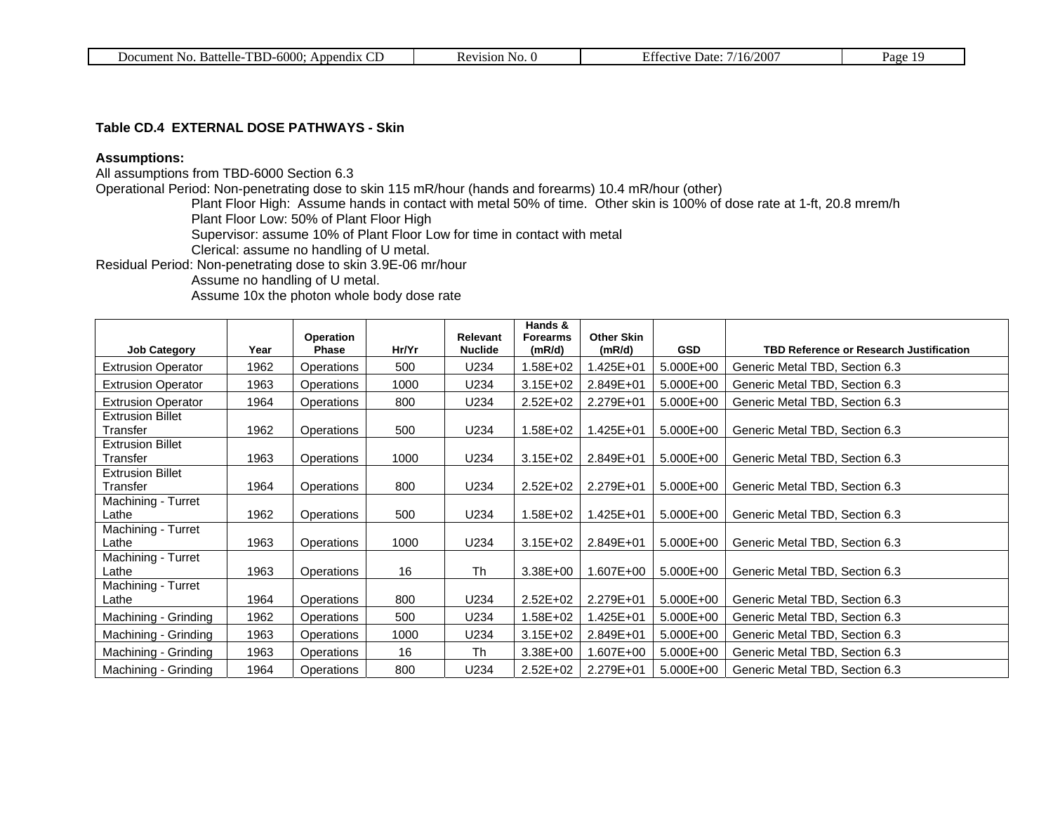**Table CD.4 EXTERNAL DOSE PATHWAYS - Skin**

**Assumptions:**

All assumptions from TBD-6000 Section 6.3

Operational Period: Non-penetrating dose to skin 115 mR/hour (hands and forearms) 10.4 mR/hour (other)

Plant Floor High: Assume hands in contact with metal 50% of time. Other skin is 100% of dose rate at 1-ft, 20.8 mrem/h

Plant Floor Low: 50% of Plant Floor High

Supervisor: assume 10% of Plant Floor Low for time in contact with metal

Clerical: assume no handling of U metal.

Residual Period: Non-penetrating dose to skin 3.9E-06 mr/hour

Assume no handling of U metal.

Assume 10x the photon whole body dose rate

| Job Category | Year | Operation Phase | Hr/Yr | Relevant Nuclide | Hands & Forearms (mR/d) | Other Skin (mR/d) | GSD | TBD Reference or Research Justification |
|---|---|---|---|---|---|---|---|---|
| Extrusion Operator | 1962 | Operations | 500 | U234 | 1.58E+02 | 1.425E+01 | 5.000E+00 | Generic Metal TBD, Section 6.3 |
| Extrusion Operator | 1963 | Operations | 1000 | U234 | 3.15E+02 | 2.849E+01 | 5.000E+00 | Generic Metal TBD, Section 6.3 |
| Extrusion Operator | 1964 | Operations | 800 | U234 | 2.52E+02 | 2.279E+01 | 5.000E+00 | Generic Metal TBD, Section 6.3 |
| Extrusion Billet Transfer | 1962 | Operations | 500 | U234 | 1.58E+02 | 1.425E+01 | 5.000E+00 | Generic Metal TBD, Section 6.3 |
| Extrusion Billet Transfer | 1963 | Operations | 1000 | U234 | 3.15E+02 | 2.849E+01 | 5.000E+00 | Generic Metal TBD, Section 6.3 |
| Extrusion Billet Transfer | 1964 | Operations | 800 | U234 | 2.52E+02 | 2.279E+01 | 5.000E+00 | Generic Metal TBD, Section 6.3 |
| Machining - Turret Lathe | 1962 | Operations | 500 | U234 | 1.58E+02 | 1.425E+01 | 5.000E+00 | Generic Metal TBD, Section 6.3 |
| Machining - Turret Lathe | 1963 | Operations | 1000 | U234 | 3.15E+02 | 2.849E+01 | 5.000E+00 | Generic Metal TBD, Section 6.3 |
| Machining - Turret Lathe | 1963 | Operations | 16 | Th | 3.38E+00 | 1.607E+00 | 5.000E+00 | Generic Metal TBD, Section 6.3 |
| Machining - Turret Lathe | 1964 | Operations | 800 | U234 | 2.52E+02 | 2.279E+01 | 5.000E+00 | Generic Metal TBD, Section 6.3 |
| Machining - Grinding | 1962 | Operations | 500 | U234 | 1.58E+02 | 1.425E+01 | 5.000E+00 | Generic Metal TBD, Section 6.3 |
| Machining - Grinding | 1963 | Operations | 1000 | U234 | 3.15E+02 | 2.849E+01 | 5.000E+00 | Generic Metal TBD, Section 6.3 |
| Machining - Grinding | 1963 | Operations | 16 | Th | 3.38E+00 | 1.607E+00 | 5.000E+00 | Generic Metal TBD, Section 6.3 |
| Machining - Grinding | 1964 | Operations | 800 | U234 | 2.52E+02 | 2.279E+01 | 5.000E+00 | Generic Metal TBD, Section 6.3 |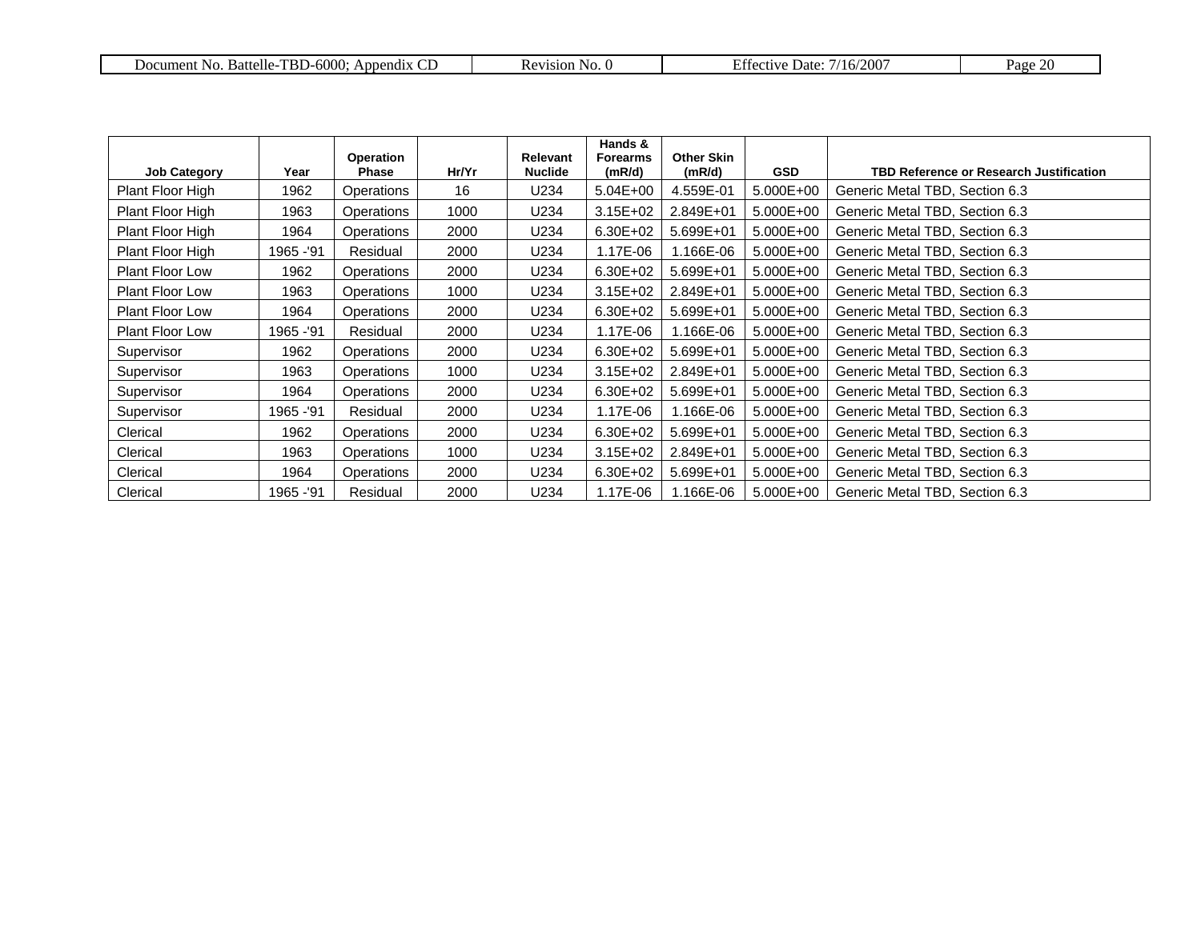| Job Category | Year | Operation Phase | Hr/Yr | Relevant Nuclide | Hands & Forearms (mR/d) | Other Skin (mR/d) | GSD | TBD Reference or Research Justification |
|---|---|---|---|---|---|---|---|---|
| Plant Floor High | 1962 | Operations | 16 | U234 | 5.04E+00 | 4.559E-01 | 5.000E+00 | Generic Metal TBD, Section 6.3 |
| Plant Floor High | 1963 | Operations | 1000 | U234 | 3.15E+02 | 2.849E+01 | 5.000E+00 | Generic Metal TBD, Section 6.3 |
| Plant Floor High | 1964 | Operations | 2000 | U234 | 6.30E+02 | 5.699E+01 | 5.000E+00 | Generic Metal TBD, Section 6.3 |
| Plant Floor High | 1965 -'91 | Residual | 2000 | U234 | 1.17E-06 | 1.166E-06 | 5.000E+00 | Generic Metal TBD, Section 6.3 |
| Plant Floor Low | 1962 | Operations | 2000 | U234 | 6.30E+02 | 5.699E+01 | 5.000E+00 | Generic Metal TBD, Section 6.3 |
| Plant Floor Low | 1963 | Operations | 1000 | U234 | 3.15E+02 | 2.849E+01 | 5.000E+00 | Generic Metal TBD, Section 6.3 |
| Plant Floor Low | 1964 | Operations | 2000 | U234 | 6.30E+02 | 5.699E+01 | 5.000E+00 | Generic Metal TBD, Section 6.3 |
| Plant Floor Low | 1965 -'91 | Residual | 2000 | U234 | 1.17E-06 | 1.166E-06 | 5.000E+00 | Generic Metal TBD, Section 6.3 |
| Supervisor | 1962 | Operations | 2000 | U234 | 6.30E+02 | 5.699E+01 | 5.000E+00 | Generic Metal TBD, Section 6.3 |
| Supervisor | 1963 | Operations | 1000 | U234 | 3.15E+02 | 2.849E+01 | 5.000E+00 | Generic Metal TBD, Section 6.3 |
| Supervisor | 1964 | Operations | 2000 | U234 | 6.30E+02 | 5.699E+01 | 5.000E+00 | Generic Metal TBD, Section 6.3 |
| Supervisor | 1965 -'91 | Residual | 2000 | U234 | 1.17E-06 | 1.166E-06 | 5.000E+00 | Generic Metal TBD, Section 6.3 |
| Clerical | 1962 | Operations | 2000 | U234 | 6.30E+02 | 5.699E+01 | 5.000E+00 | Generic Metal TBD, Section 6.3 |
| Clerical | 1963 | Operations | 1000 | U234 | 3.15E+02 | 2.849E+01 | 5.000E+00 | Generic Metal TBD, Section 6.3 |
| Clerical | 1964 | Operations | 2000 | U234 | 6.30E+02 | 5.699E+01 | 5.000E+00 | Generic Metal TBD, Section 6.3 |
| Clerical | 1965 -'91 | Residual | 2000 | U234 | 1.17E-06 | 1.166E-06 | 5.000E+00 | Generic Metal TBD, Section 6.3 |